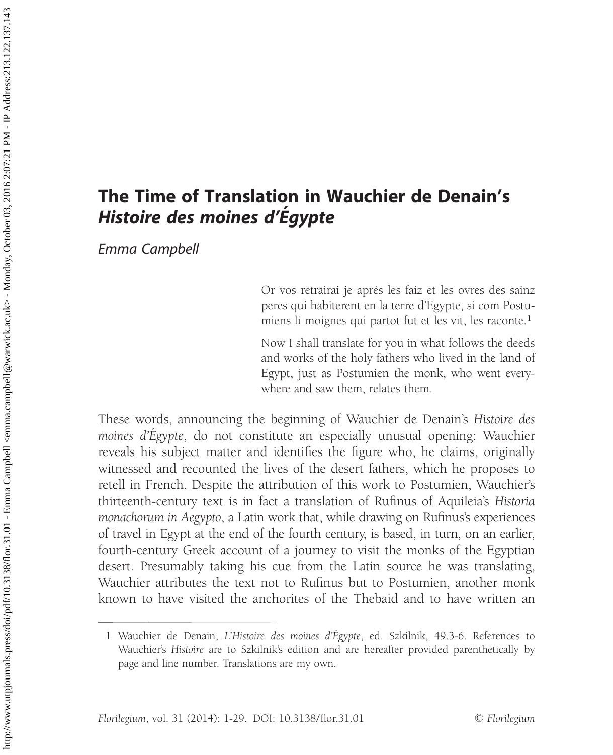# The Time of Translation in Wauchier de Denain's *Histoire des moines d'Égypte*

*Emma Campbell*

> Or vos retrairai je aprés les faiz et les ovres des sainz peres qui habiterent en la terre d'Egypte, si com Postumiens li moignes qui partot fut et les vit, les raconte.[1]
>
> Now I shall translate for you in what follows the deeds and works of the holy fathers who lived in the land of Egypt, just as Postumien the monk, who went everywhere and saw them, relates them.

These words, announcing the beginning of Wauchier de Denain's *Histoire des moines d'Égypte*, do not constitute an especially unusual opening: Wauchier reveals his subject matter and identifies the figure who, he claims, originally witnessed and recounted the lives of the desert fathers, which he proposes to retell in French. Despite the attribution of this work to Postumien, Wauchier's thirteenth-century text is in fact a translation of Rufinus of Aquileia's *Historia monachorum in Aegypto*, a Latin work that, while drawing on Rufinus's experiences of travel in Egypt at the end of the fourth century, is based, in turn, on an earlier, fourth-century Greek account of a journey to visit the monks of the Egyptian desert. Presumably taking his cue from the Latin source he was translating, Wauchier attributes the text not to Rufinus but to Postumien, another monk known to have visited the anchorites of the Thebaid and to have written an

---

1 Wauchier de Denain, *L'Histoire des moines d'Égypte*, ed. Szkilnik, 49.3-6. References to Wauchier's *Histoire* are to Szkilnik's edition and are hereafter provided parenthetically by page and line number. Translations are my own.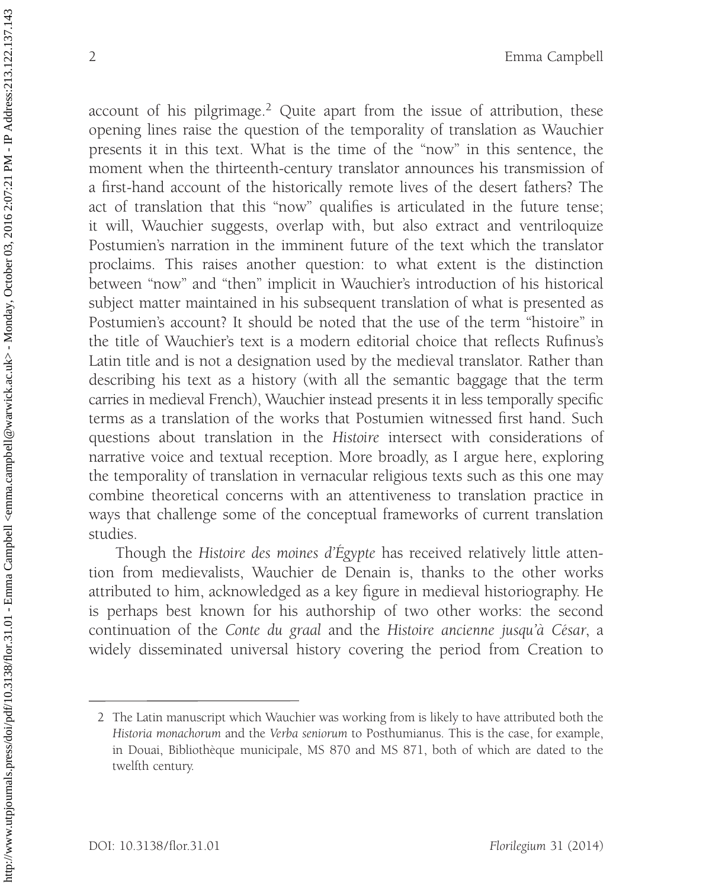account of his pilgrimage.[2] Quite apart from the issue of attribution, these opening lines raise the question of the temporality of translation as Wauchier presents it in this text. What is the time of the "now" in this sentence, the moment when the thirteenth-century translator announces his transmission of a first-hand account of the historically remote lives of the desert fathers? The act of translation that this "now" qualifies is articulated in the future tense; it will, Wauchier suggests, overlap with, but also extract and ventriloquize Postumien's narration in the imminent future of the text which the translator proclaims. This raises another question: to what extent is the distinction between "now" and "then" implicit in Wauchier's introduction of his historical subject matter maintained in his subsequent translation of what is presented as Postumien's account? It should be noted that the use of the term "histoire" in the title of Wauchier's text is a modern editorial choice that reflects Rufinus's Latin title and is not a designation used by the medieval translator. Rather than describing his text as a history (with all the semantic baggage that the term carries in medieval French), Wauchier instead presents it in less temporally specific terms as a translation of the works that Postumien witnessed first hand. Such questions about translation in the *Histoire* intersect with considerations of narrative voice and textual reception. More broadly, as I argue here, exploring the temporality of translation in vernacular religious texts such as this one may combine theoretical concerns with an attentiveness to translation practice in ways that challenge some of the conceptual frameworks of current translation studies.

Though the *Histoire des moines d'Égypte* has received relatively little attention from medievalists, Wauchier de Denain is, thanks to the other works attributed to him, acknowledged as a key figure in medieval historiography. He is perhaps best known for his authorship of two other works: the second continuation of the *Conte du graal* and the *Histoire ancienne jusqu'à César*, a widely disseminated universal history covering the period from Creation to

---

2 The Latin manuscript which Wauchier was working from is likely to have attributed both the *Historia monachorum* and the *Verba seniorum* to Posthumianus. This is the case, for example, in Douai, Bibliothèque municipale, MS 870 and MS 871, both of which are dated to the twelfth century.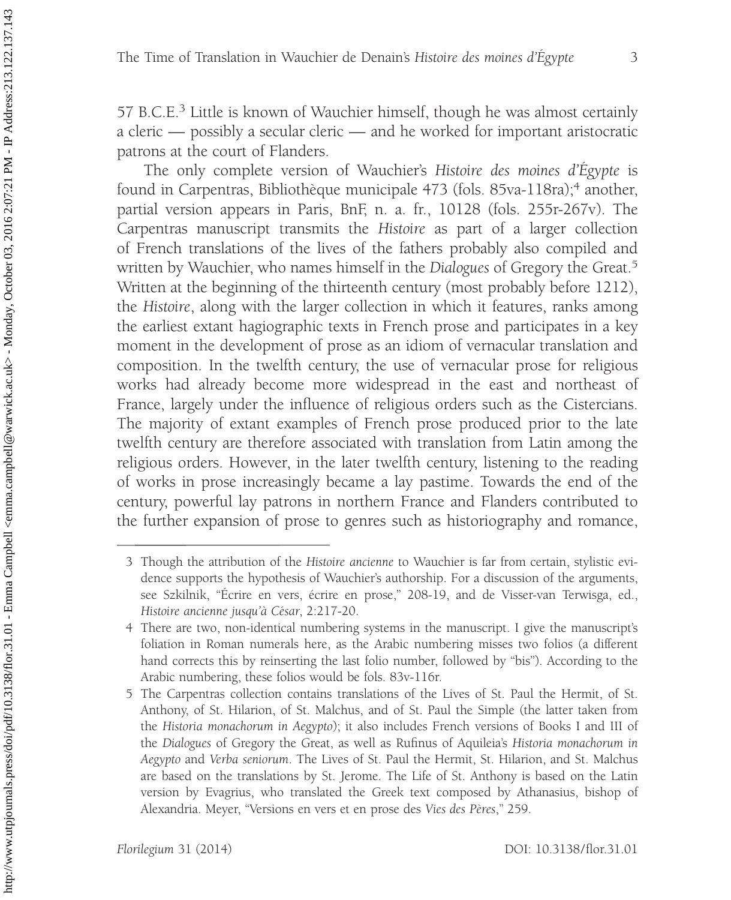57 B.C.E.[3] Little is known of Wauchier himself, though he was almost certainly a cleric — possibly a secular cleric — and he worked for important aristocratic patrons at the court of Flanders.

The only complete version of Wauchier's *Histoire des moines d'Égypte* is found in Carpentras, Bibliothèque municipale 473 (fols. 85va-118ra);[4] another, partial version appears in Paris, BnF, n. a. fr., 10128 (fols. 255r-267v). The Carpentras manuscript transmits the *Histoire* as part of a larger collection of French translations of the lives of the fathers probably also compiled and written by Wauchier, who names himself in the *Dialogues* of Gregory the Great.[5] Written at the beginning of the thirteenth century (most probably before 1212), the *Histoire*, along with the larger collection in which it features, ranks among the earliest extant hagiographic texts in French prose and participates in a key moment in the development of prose as an idiom of vernacular translation and composition. In the twelfth century, the use of vernacular prose for religious works had already become more widespread in the east and northeast of France, largely under the influence of religious orders such as the Cistercians. The majority of extant examples of French prose produced prior to the late twelfth century are therefore associated with translation from Latin among the religious orders. However, in the later twelfth century, listening to the reading of works in prose increasingly became a lay pastime. Towards the end of the century, powerful lay patrons in northern France and Flanders contributed to the further expansion of prose to genres such as historiography and romance,

---

3 Though the attribution of the *Histoire ancienne* to Wauchier is far from certain, stylistic evidence supports the hypothesis of Wauchier's authorship. For a discussion of the arguments, see Szkilnik, "Écrire en vers, écrire en prose," 208-19, and de Visser-van Terwisga, ed., *Histoire ancienne jusqu'à César*, 2:217-20.

4 There are two, non-identical numbering systems in the manuscript. I give the manuscript's foliation in Roman numerals here, as the Arabic numbering misses two folios (a different hand corrects this by reinserting the last folio number, followed by "bis"). According to the Arabic numbering, these folios would be fols. 83v-116r.

5 The Carpentras collection contains translations of the Lives of St. Paul the Hermit, of St. Anthony, of St. Hilarion, of St. Malchus, and of St. Paul the Simple (the latter taken from the *Historia monachorum in Aegypto*); it also includes French versions of Books I and III of the *Dialogues* of Gregory the Great, as well as Rufinus of Aquileia's *Historia monachorum in Aegypto* and *Verba seniorum*. The Lives of St. Paul the Hermit, St. Hilarion, and St. Malchus are based on the translations by St. Jerome. The Life of St. Anthony is based on the Latin version by Evagrius, who translated the Greek text composed by Athanasius, bishop of Alexandria. Meyer, "Versions en vers et en prose des *Vies des Pères*," 259.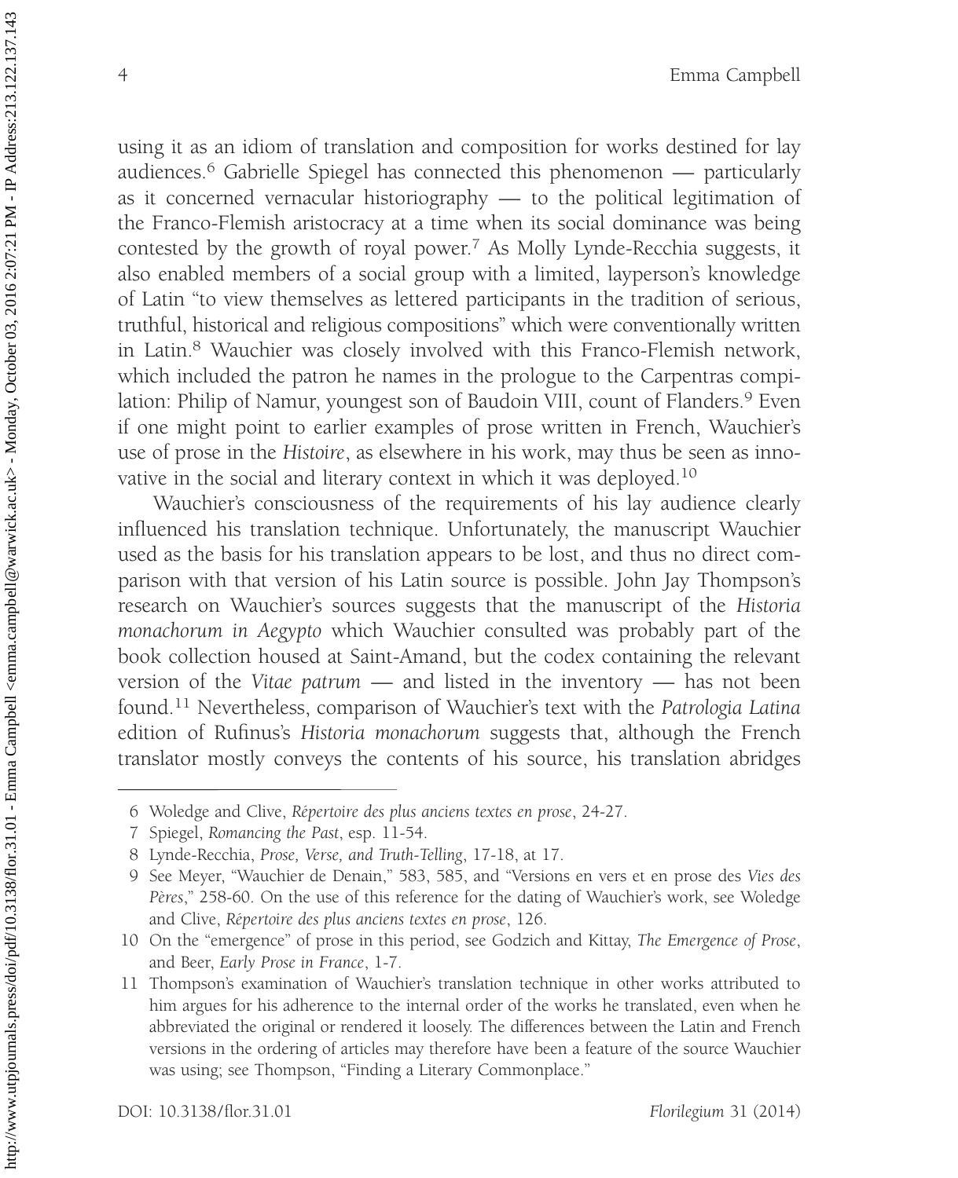using it as an idiom of translation and composition for works destined for lay audiences.[6] Gabrielle Spiegel has connected this phenomenon — particularly as it concerned vernacular historiography — to the political legitimation of the Franco-Flemish aristocracy at a time when its social dominance was being contested by the growth of royal power.[7] As Molly Lynde-Recchia suggests, it also enabled members of a social group with a limited, layperson's knowledge of Latin "to view themselves as lettered participants in the tradition of serious, truthful, historical and religious compositions" which were conventionally written in Latin.[8] Wauchier was closely involved with this Franco-Flemish network, which included the patron he names in the prologue to the Carpentras compilation: Philip of Namur, youngest son of Baudoin VIII, count of Flanders.[9] Even if one might point to earlier examples of prose written in French, Wauchier's use of prose in the *Histoire*, as elsewhere in his work, may thus be seen as innovative in the social and literary context in which it was deployed.[10]

Wauchier's consciousness of the requirements of his lay audience clearly influenced his translation technique. Unfortunately, the manuscript Wauchier used as the basis for his translation appears to be lost, and thus no direct comparison with that version of his Latin source is possible. John Jay Thompson's research on Wauchier's sources suggests that the manuscript of the *Historia monachorum in Aegypto* which Wauchier consulted was probably part of the book collection housed at Saint-Amand, but the codex containing the relevant version of the *Vitae patrum* — and listed in the inventory — has not been found.[11] Nevertheless, comparison of Wauchier's text with the *Patrologia Latina* edition of Rufinus's *Historia monachorum* suggests that, although the French translator mostly conveys the contents of his source, his translation abridges

---

6 Woledge and Clive, *Répertoire des plus anciens textes en prose*, 24-27.

7 Spiegel, *Romancing the Past*, esp. 11-54.

8 Lynde-Recchia, *Prose, Verse, and Truth-Telling*, 17-18, at 17.

9 See Meyer, "Wauchier de Denain," 583, 585, and "Versions en vers et en prose des *Vies des Pères*," 258-60. On the use of this reference for the dating of Wauchier's work, see Woledge and Clive, *Répertoire des plus anciens textes en prose*, 126.

10 On the "emergence" of prose in this period, see Godzich and Kittay, *The Emergence of Prose*, and Beer, *Early Prose in France*, 1-7.

11 Thompson's examination of Wauchier's translation technique in other works attributed to him argues for his adherence to the internal order of the works he translated, even when he abbreviated the original or rendered it loosely. The differences between the Latin and French versions in the ordering of articles may therefore have been a feature of the source Wauchier was using; see Thompson, "Finding a Literary Commonplace."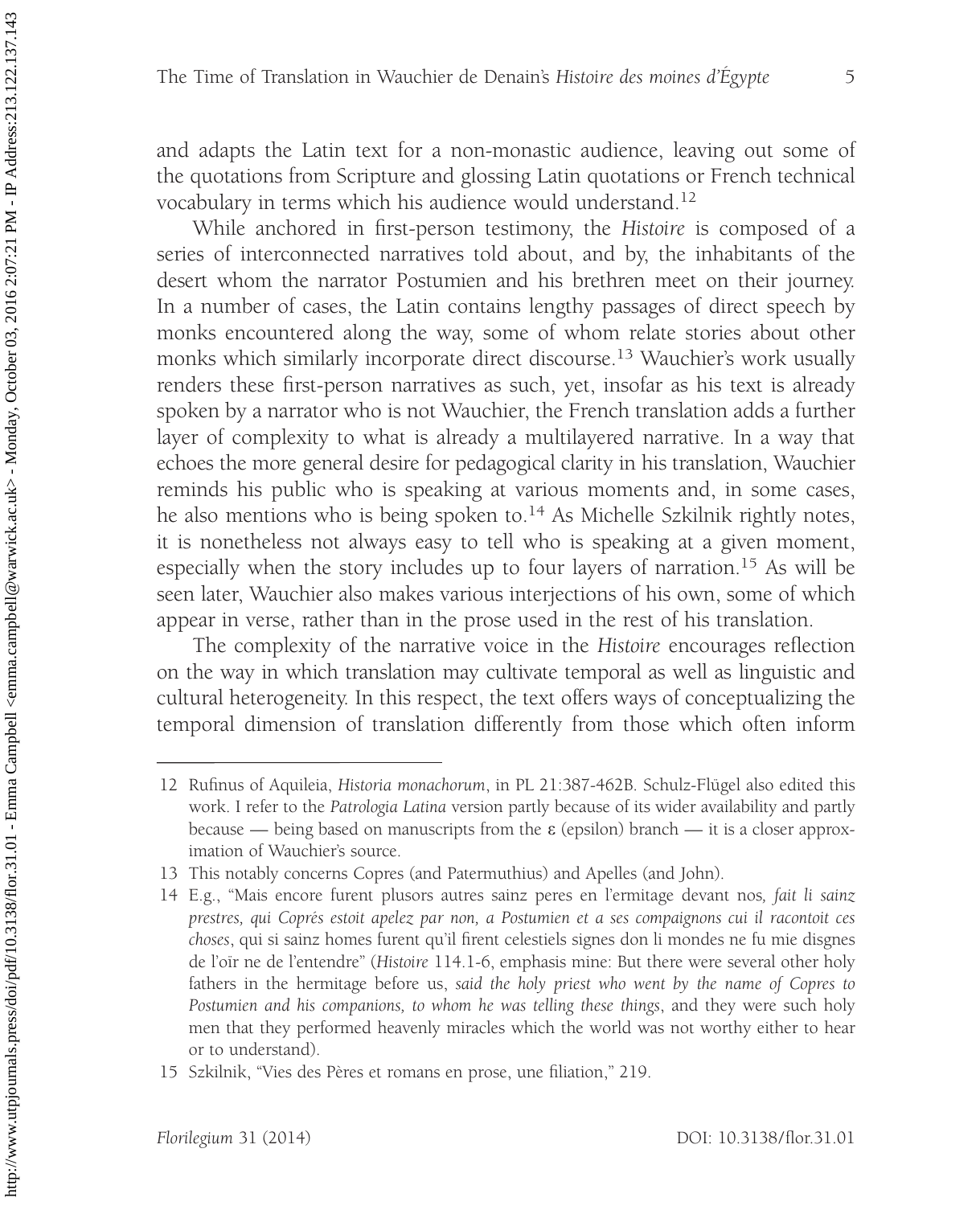and adapts the Latin text for a non-monastic audience, leaving out some of the quotations from Scripture and glossing Latin quotations or French technical vocabulary in terms which his audience would understand.[12]

While anchored in first-person testimony, the *Histoire* is composed of a series of interconnected narratives told about, and by, the inhabitants of the desert whom the narrator Postumien and his brethren meet on their journey. In a number of cases, the Latin contains lengthy passages of direct speech by monks encountered along the way, some of whom relate stories about other monks which similarly incorporate direct discourse.[13] Wauchier's work usually renders these first-person narratives as such, yet, insofar as his text is already spoken by a narrator who is not Wauchier, the French translation adds a further layer of complexity to what is already a multilayered narrative. In a way that echoes the more general desire for pedagogical clarity in his translation, Wauchier reminds his public who is speaking at various moments and, in some cases, he also mentions who is being spoken to.[14] As Michelle Szkilnik rightly notes, it is nonetheless not always easy to tell who is speaking at a given moment, especially when the story includes up to four layers of narration.[15] As will be seen later, Wauchier also makes various interjections of his own, some of which appear in verse, rather than in the prose used in the rest of his translation.

The complexity of the narrative voice in the *Histoire* encourages reflection on the way in which translation may cultivate temporal as well as linguistic and cultural heterogeneity. In this respect, the text offers ways of conceptualizing the temporal dimension of translation differently from those which often inform

---

12 Rufinus of Aquileia, *Historia monachorum*, in PL 21:387-462B. Schulz-Flügel also edited this work. I refer to the *Patrologia Latina* version partly because of its wider availability and partly because — being based on manuscripts from the ε (epsilon) branch — it is a closer approximation of Wauchier's source.

13 This notably concerns Copres (and Patermuthius) and Apelles (and John).

14 E.g., "Mais encore furent plusors autres sainz peres en l'ermitage devant nos, *fait li sainz prestres, qui Coprès estoit apelez par non, a Postumien et a ses compaignons cui il racontoit ces choses*, qui si sainz homes furent qu'il firent celestiels signes don li mondes ne fu mie disgnes de l'oïr ne de l'entendre" (*Histoire* 114.1-6, emphasis mine: But there were several other holy fathers in the hermitage before us, *said the holy priest who went by the name of Copres to Postumien and his companions, to whom he was telling these things*, and they were such holy men that they performed heavenly miracles which the world was not worthy either to hear or to understand).

15 Szkilnik, "Vies des Pères et romans en prose, une filiation," 219.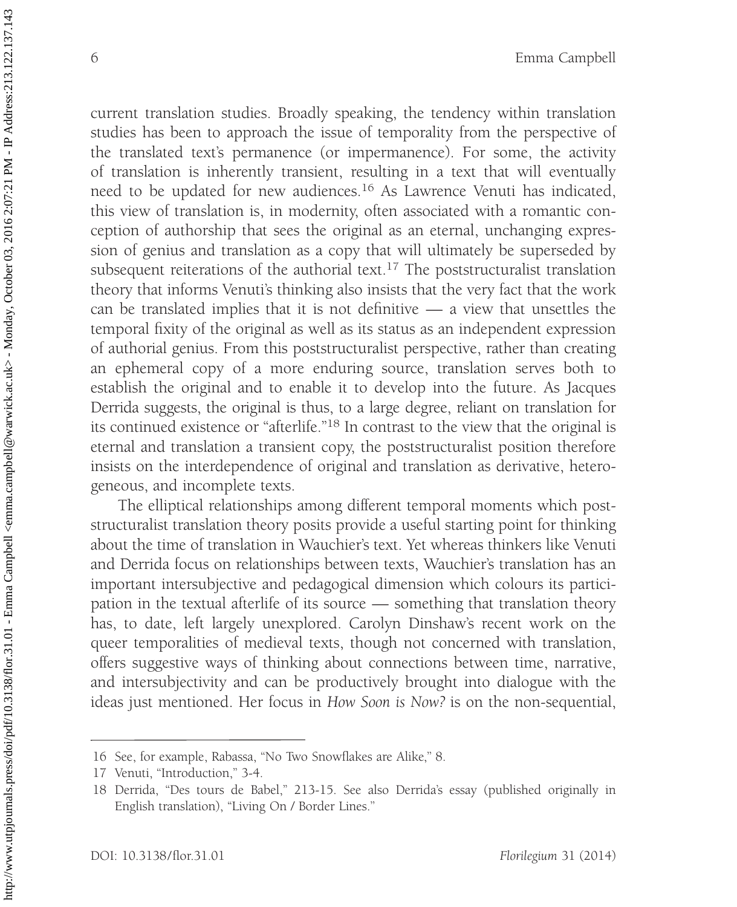current translation studies. Broadly speaking, the tendency within translation studies has been to approach the issue of temporality from the perspective of the translated text's permanence (or impermanence). For some, the activity of translation is inherently transient, resulting in a text that will eventually need to be updated for new audiences.[16] As Lawrence Venuti has indicated, this view of translation is, in modernity, often associated with a romantic conception of authorship that sees the original as an eternal, unchanging expression of genius and translation as a copy that will ultimately be superseded by subsequent reiterations of the authorial text.[17] The poststructuralist translation theory that informs Venuti's thinking also insists that the very fact that the work can be translated implies that it is not definitive — a view that unsettles the temporal fixity of the original as well as its status as an independent expression of authorial genius. From this poststructuralist perspective, rather than creating an ephemeral copy of a more enduring source, translation serves both to establish the original and to enable it to develop into the future. As Jacques Derrida suggests, the original is thus, to a large degree, reliant on translation for its continued existence or "afterlife."[18] In contrast to the view that the original is eternal and translation a transient copy, the poststructuralist position therefore insists on the interdependence of original and translation as derivative, heterogeneous, and incomplete texts.

The elliptical relationships among different temporal moments which poststructuralist translation theory posits provide a useful starting point for thinking about the time of translation in Wauchier's text. Yet whereas thinkers like Venuti and Derrida focus on relationships between texts, Wauchier's translation has an important intersubjective and pedagogical dimension which colours its participation in the textual afterlife of its source — something that translation theory has, to date, left largely unexplored. Carolyn Dinshaw's recent work on the queer temporalities of medieval texts, though not concerned with translation, offers suggestive ways of thinking about connections between time, narrative, and intersubjectivity and can be productively brought into dialogue with the ideas just mentioned. Her focus in *How Soon is Now?* is on the non-sequential,

---

16 See, for example, Rabassa, "No Two Snowflakes are Alike," 8.

17 Venuti, "Introduction," 3-4.

18 Derrida, "Des tours de Babel," 213-15. See also Derrida's essay (published originally in English translation), "Living On / Border Lines."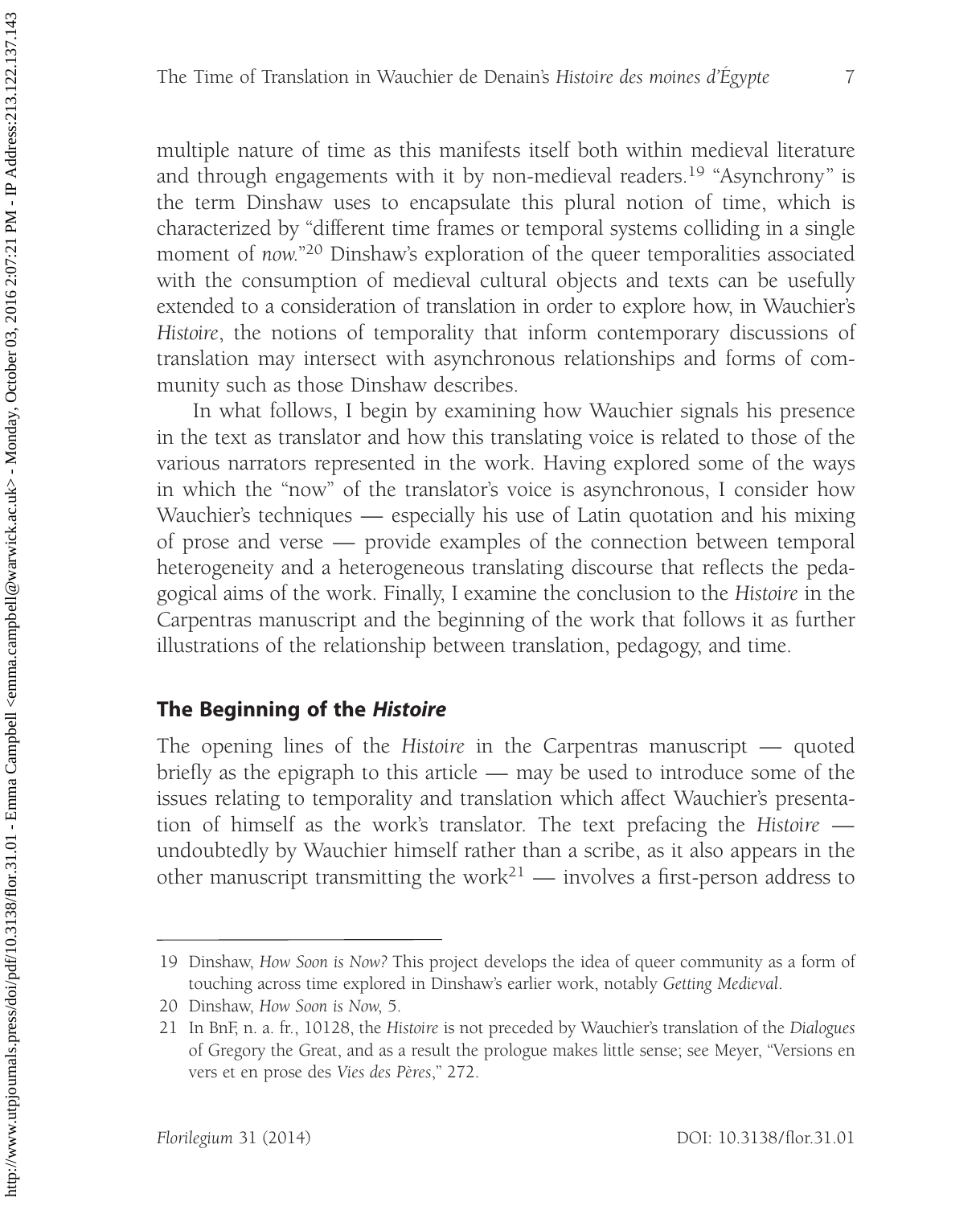multiple nature of time as this manifests itself both within medieval literature and through engagements with it by non-medieval readers.[19] "Asynchrony" is the term Dinshaw uses to encapsulate this plural notion of time, which is characterized by "different time frames or temporal systems colliding in a single moment of *now*."[20] Dinshaw's exploration of the queer temporalities associated with the consumption of medieval cultural objects and texts can be usefully extended to a consideration of translation in order to explore how, in Wauchier's *Histoire*, the notions of temporality that inform contemporary discussions of translation may intersect with asynchronous relationships and forms of community such as those Dinshaw describes.

In what follows, I begin by examining how Wauchier signals his presence in the text as translator and how this translating voice is related to those of the various narrators represented in the work. Having explored some of the ways in which the "now" of the translator's voice is asynchronous, I consider how Wauchier's techniques — especially his use of Latin quotation and his mixing of prose and verse — provide examples of the connection between temporal heterogeneity and a heterogeneous translating discourse that reflects the pedagogical aims of the work. Finally, I examine the conclusion to the *Histoire* in the Carpentras manuscript and the beginning of the work that follows it as further illustrations of the relationship between translation, pedagogy, and time.

## The Beginning of the *Histoire*

The opening lines of the *Histoire* in the Carpentras manuscript — quoted briefly as the epigraph to this article — may be used to introduce some of the issues relating to temporality and translation which affect Wauchier's presentation of himself as the work's translator. The text prefacing the *Histoire* — undoubtedly by Wauchier himself rather than a scribe, as it also appears in the other manuscript transmitting the work[21] — involves a first-person address to

---

19 Dinshaw, *How Soon is Now?* This project develops the idea of queer community as a form of touching across time explored in Dinshaw's earlier work, notably *Getting Medieval*.

20 Dinshaw, *How Soon is Now*, 5.

21 In BnF, n. a. fr., 10128, the *Histoire* is not preceded by Wauchier's translation of the *Dialogues* of Gregory the Great, and as a result the prologue makes little sense; see Meyer, "Versions en vers et en prose des *Vies des Pères*," 272.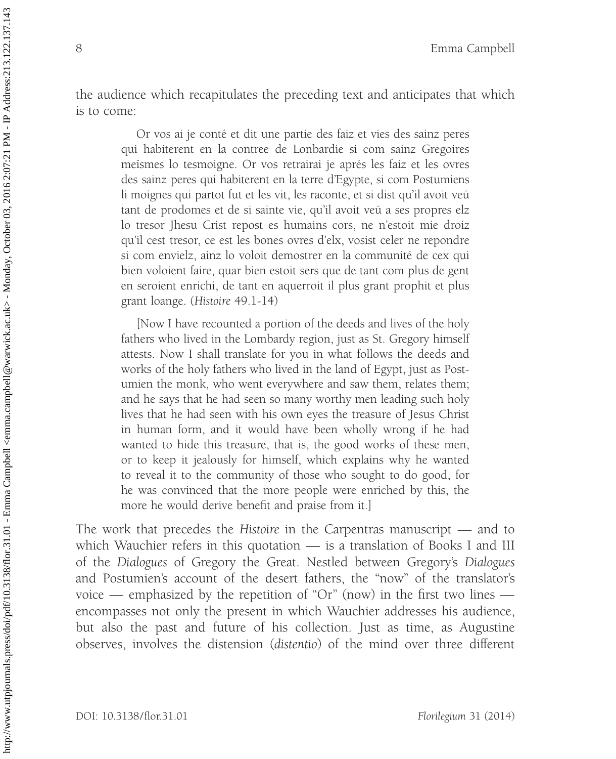the audience which recapitulates the preceding text and anticipates that which is to come:

> Or vos ai je conté et dit une partie des faiz et vies des sainz peres qui habiterent en la contree de Lonbardie si com sainz Gregoires meïsmes lo tesmoigne. Or vos retrairai je aprés les faiz et les ovres des sainz peres qui habiterent en la terre d'Egypte, si com Postumiens li moignes qui partot fut et les vit, les raconte, et si dist qu'il avoit veü tant de prodomes et de si sainte vie, qu'il avoit veü a ses propres elz lo tresor Jhesu Crist repost es humains cors, ne n'estoit mie droiz qu'il cest tresor, ce est les bones ovres d'elx, vosist celer ne repondre si com envielz, ainz lo voloit demostrer en la communité de cex qui bien voloient faire, quar bien estoit sers que de tant com plus de gent en seroient enrichi, de tant en aquerroit il plus grant prophit et plus grant loange. (*Histoire* 49.1-14)
>
> [Now I have recounted a portion of the deeds and lives of the holy fathers who lived in the Lombardy region, just as St. Gregory himself attests. Now I shall translate for you in what follows the deeds and works of the holy fathers who lived in the land of Egypt, just as Postumien the monk, who went everywhere and saw them, relates them; and he says that he had seen so many worthy men leading such holy lives that he had seen with his own eyes the treasure of Jesus Christ in human form, and it would have been wholly wrong if he had wanted to hide this treasure, that is, the good works of these men, or to keep it jealously for himself, which explains why he wanted to reveal it to the community of those who sought to do good, for he was convinced that the more people were enriched by this, the more he would derive benefit and praise from it.]

The work that precedes the *Histoire* in the Carpentras manuscript — and to which Wauchier refers in this quotation — is a translation of Books I and III of the *Dialogues* of Gregory the Great. Nestled between Gregory's *Dialogues* and Postumien's account of the desert fathers, the "now" of the translator's voice — emphasized by the repetition of "Or" (now) in the first two lines — encompasses not only the present in which Wauchier addresses his audience, but also the past and future of his collection. Just as time, as Augustine observes, involves the distension (*distentio*) of the mind over three different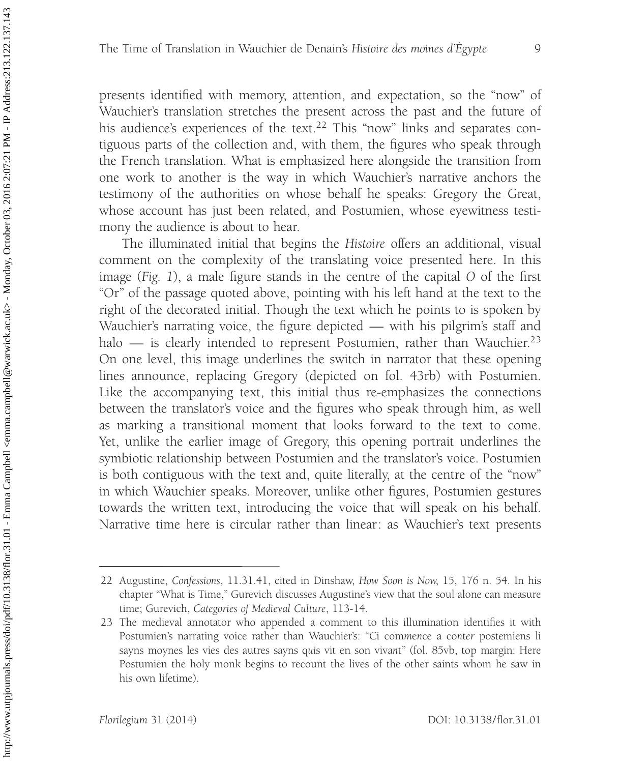presents identified with memory, attention, and expectation, so the "now" of Wauchier's translation stretches the present across the past and the future of his audience's experiences of the text.[22] This "now" links and separates contiguous parts of the collection and, with them, the figures who speak through the French translation. What is emphasized here alongside the transition from one work to another is the way in which Wauchier's narrative anchors the testimony of the authorities on whose behalf he speaks: Gregory the Great, whose account has just been related, and Postumien, whose eyewitness testimony the audience is about to hear.

The illuminated initial that begins the *Histoire* offers an additional, visual comment on the complexity of the translating voice presented here. In this image (*Fig. 1*), a male figure stands in the centre of the capital *O* of the first "Or" of the passage quoted above, pointing with his left hand at the text to the right of the decorated initial. Though the text which he points to is spoken by Wauchier's narrating voice, the figure depicted — with his pilgrim's staff and halo — is clearly intended to represent Postumien, rather than Wauchier.[23] On one level, this image underlines the switch in narrator that these opening lines announce, replacing Gregory (depicted on fol. 43rb) with Postumien. Like the accompanying text, this initial thus re-emphasizes the connections between the translator's voice and the figures who speak through him, as well as marking a transitional moment that looks forward to the text to come. Yet, unlike the earlier image of Gregory, this opening portrait underlines the symbiotic relationship between Postumien and the translator's voice. Postumien is both contiguous with the text and, quite literally, at the centre of the "now" in which Wauchier speaks. Moreover, unlike other figures, Postumien gestures towards the written text, introducing the voice that will speak on his behalf. Narrative time here is circular rather than linear: as Wauchier's text presents

---

22 Augustine, *Confessions*, 11.31.41, cited in Dinshaw, *How Soon is Now*, 15, 176 n. 54. In his chapter "What is Time," Gurevich discusses Augustine's view that the soul alone can measure time; Gurevich, *Categories of Medieval Culture*, 113-14.

23 The medieval annotator who appended a comment to this illumination identifies it with Postumien's narrating voice rather than Wauchier's: "Ci com*mence* a co*nter* postemiens li sayns moynes les vies des autres sayns q*uis* vit en son viva*nt*" (fol. 85vb, top margin: Here Postumien the holy monk begins to recount the lives of the other saints whom he saw in his own lifetime).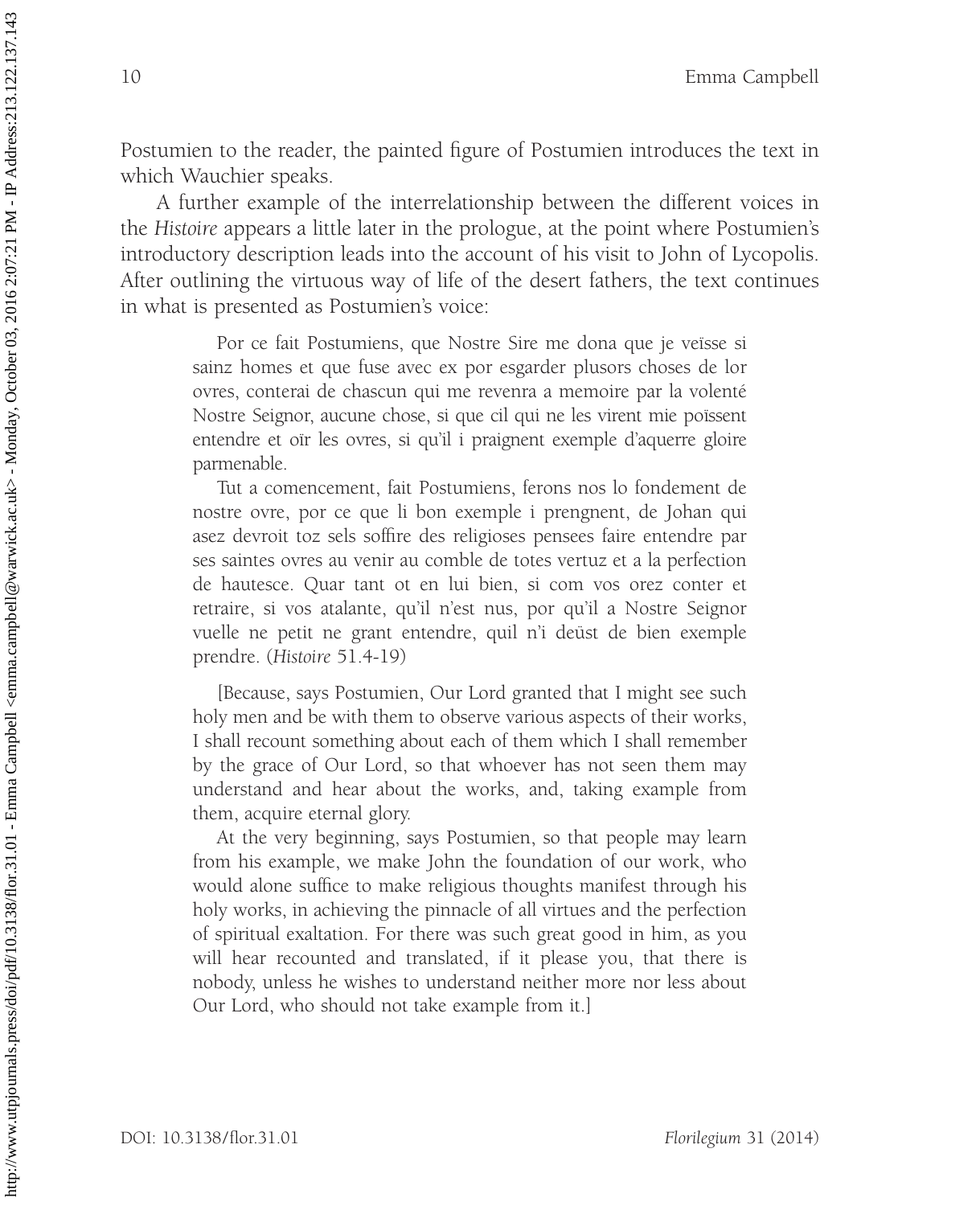Postumien to the reader, the painted figure of Postumien introduces the text in which Wauchier speaks.

A further example of the interrelationship between the different voices in the *Histoire* appears a little later in the prologue, at the point where Postumien's introductory description leads into the account of his visit to John of Lycopolis. After outlining the virtuous way of life of the desert fathers, the text continues in what is presented as Postumien's voice:

> Por ce fait Postumiens, que Nostre Sire me dona que je veïsse si sainz homes et que fuse avec ex por esgarder plusors choses de lor ovres, conterai de chascun qui me revenra a memoire par la volenté Nostre Seignor, aucune chose, si que cil qui ne les virent mie poïssent entendre et oïr les ovres, si qu'il i praignent exemple d'aquerre gloire parmenable.
>
> Tut a comencement, fait Postumiens, ferons nos lo fondement de nostre ovre, por ce que li bon exemple i prengnent, de Johan qui asez devroit toz sels soffire des religioses pensees faire entendre par ses saintes ovres au venir au comble de totes vertuz et a la perfection de hautesce. Quar tant ot en lui bien, si com vos orez conter et retraire, si vos atalante, qu'il n'est nus, por qu'il a Nostre Seignor vuelle ne petit ne grant entendre, quil n'i deüst de bien exemple prendre. (*Histoire* 51.4-19)

> [Because, says Postumien, Our Lord granted that I might see such holy men and be with them to observe various aspects of their works, I shall recount something about each of them which I shall remember by the grace of Our Lord, so that whoever has not seen them may understand and hear about the works, and, taking example from them, acquire eternal glory.
>
> At the very beginning, says Postumien, so that people may learn from his example, we make John the foundation of our work, who would alone suffice to make religious thoughts manifest through his holy works, in achieving the pinnacle of all virtues and the perfection of spiritual exaltation. For there was such great good in him, as you will hear recounted and translated, if it please you, that there is nobody, unless he wishes to understand neither more nor less about Our Lord, who should not take example from it.]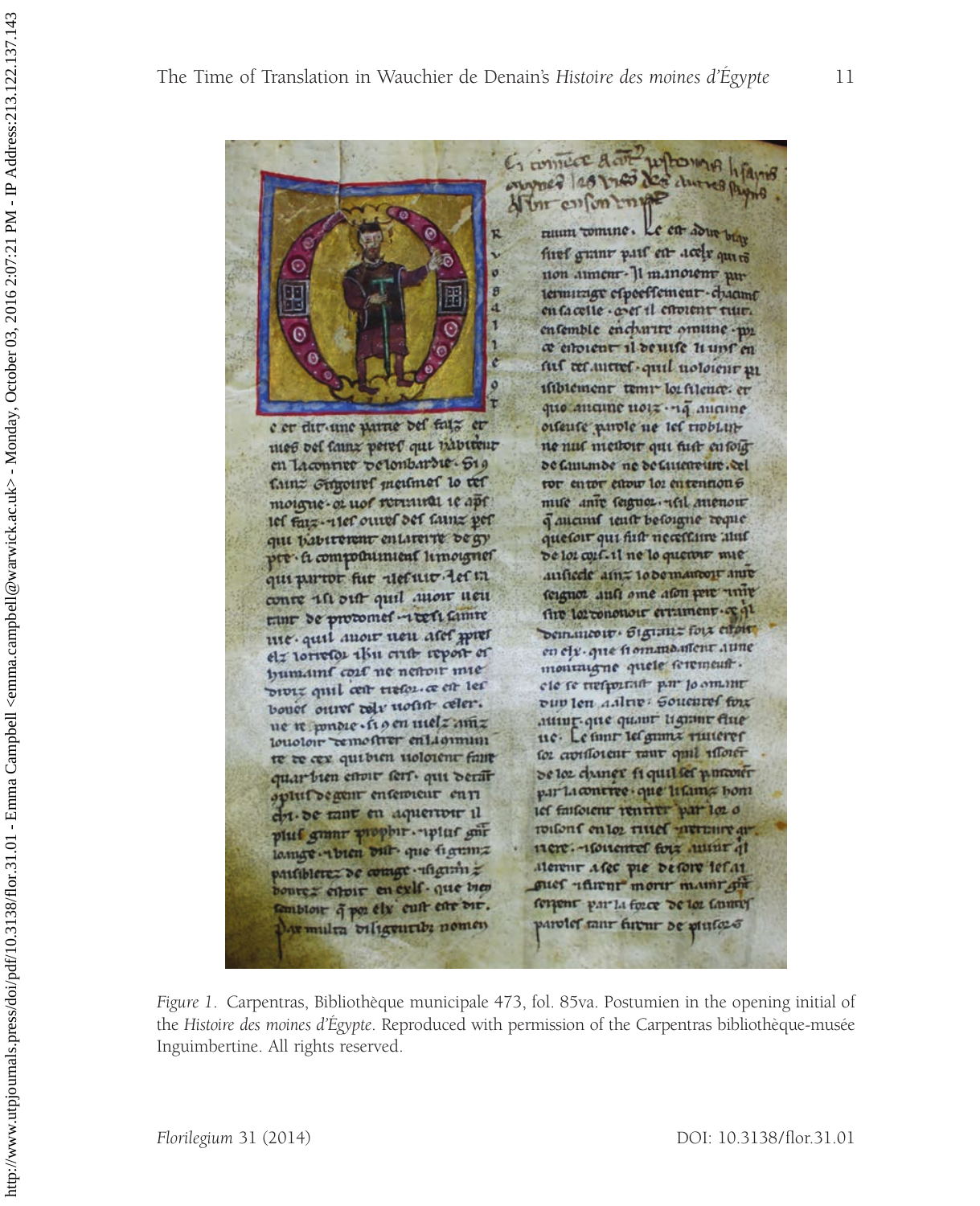*Figure 1.* Carpentras, Bibliothèque municipale 473, fol. 85va. Postumien in the opening initial of the *Histoire des moines d'Égypte*. Reproduced with permission of the Carpentras bibliothèque-musée Inguimbertine. All rights reserved.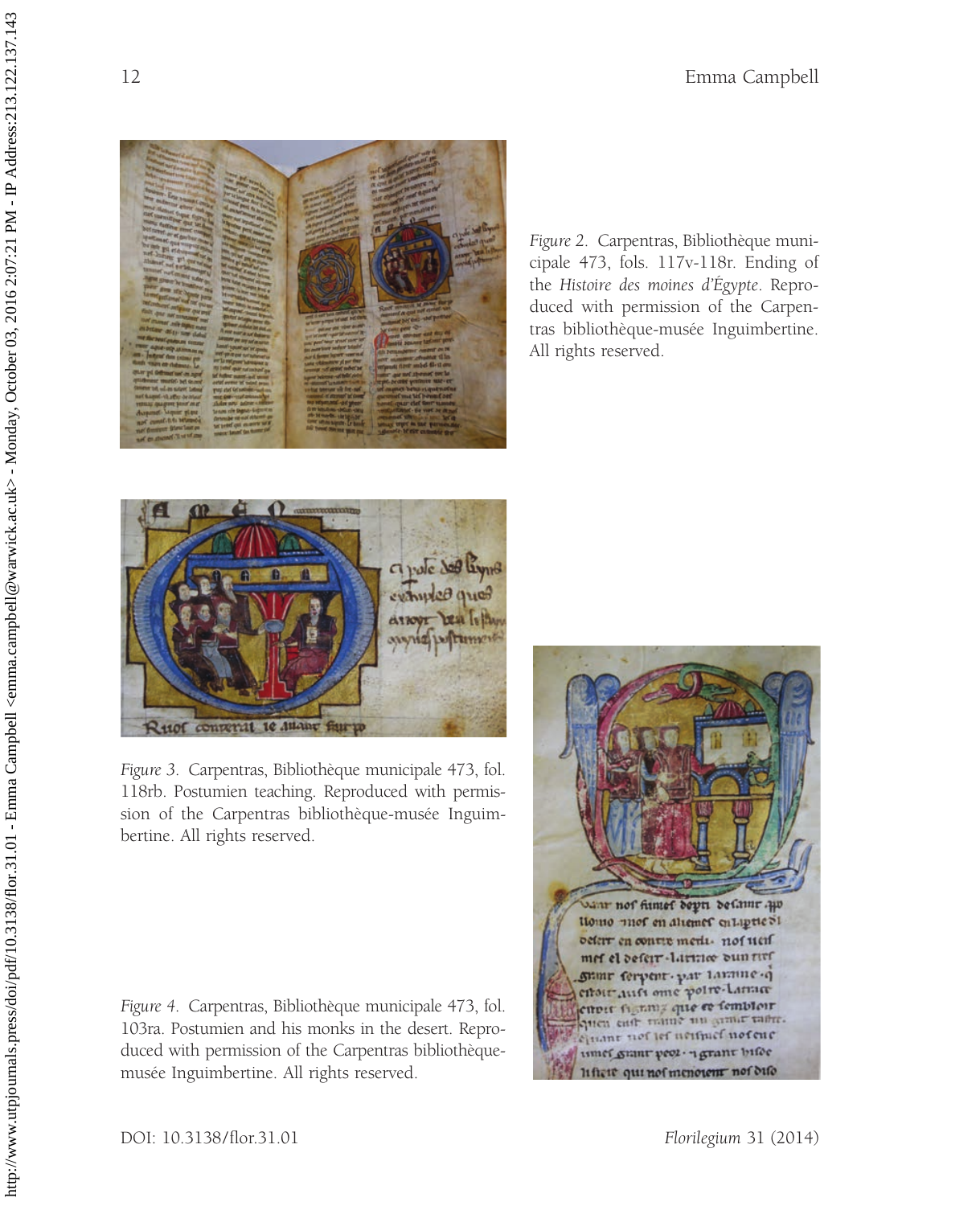*Figure 2.* Carpentras, Bibliothèque municipale 473, fols. 117v-118r. Ending of the *Histoire des moines d'Égypte*. Reproduced with permission of the Carpentras bibliothèque-musée Inguimbertine. All rights reserved.

*Figure 3.* Carpentras, Bibliothèque municipale 473, fol. 118rb. Postumien teaching. Reproduced with permission of the Carpentras bibliothèque-musée Inguimbertine. All rights reserved.

*Figure 4.* Carpentras, Bibliothèque municipale 473, fol. 103ra. Postumien and his monks in the desert. Reproduced with permission of the Carpentras bibliothèque-musée Inguimbertine. All rights reserved.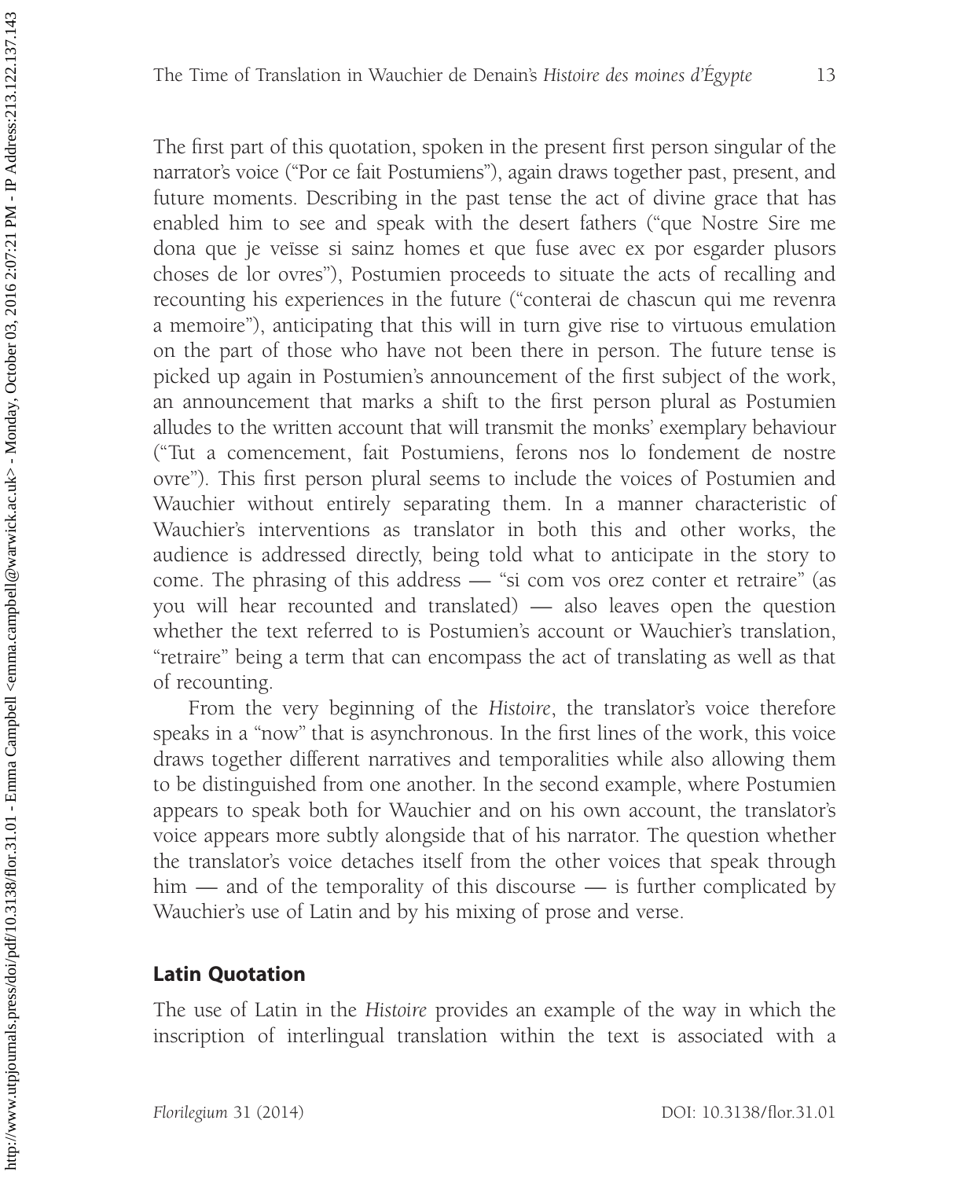The first part of this quotation, spoken in the present first person singular of the narrator's voice ("Por ce fait Postumiens"), again draws together past, present, and future moments. Describing in the past tense the act of divine grace that has enabled him to see and speak with the desert fathers ("que Nostre Sire me dona que je veïsse si sainz homes et que fuse avec ex por esgarder plusors choses de lor ovres"), Postumien proceeds to situate the acts of recalling and recounting his experiences in the future ("conterai de chascun qui me revenra a memoire"), anticipating that this will in turn give rise to virtuous emulation on the part of those who have not been there in person. The future tense is picked up again in Postumien's announcement of the first subject of the work, an announcement that marks a shift to the first person plural as Postumien alludes to the written account that will transmit the monks' exemplary behaviour ("Tut a comencement, fait Postumiens, ferons nos lo fondement de nostre ovre"). This first person plural seems to include the voices of Postumien and Wauchier without entirely separating them. In a manner characteristic of Wauchier's interventions as translator in both this and other works, the audience is addressed directly, being told what to anticipate in the story to come. The phrasing of this address — "si com vos orez conter et retraire" (as you will hear recounted and translated) — also leaves open the question whether the text referred to is Postumien's account or Wauchier's translation, "retraire" being a term that can encompass the act of translating as well as that of recounting.

From the very beginning of the *Histoire*, the translator's voice therefore speaks in a "now" that is asynchronous. In the first lines of the work, this voice draws together different narratives and temporalities while also allowing them to be distinguished from one another. In the second example, where Postumien appears to speak both for Wauchier and on his own account, the translator's voice appears more subtly alongside that of his narrator. The question whether the translator's voice detaches itself from the other voices that speak through him — and of the temporality of this discourse — is further complicated by Wauchier's use of Latin and by his mixing of prose and verse.

## Latin Quotation

The use of Latin in the *Histoire* provides an example of the way in which the inscription of interlingual translation within the text is associated with a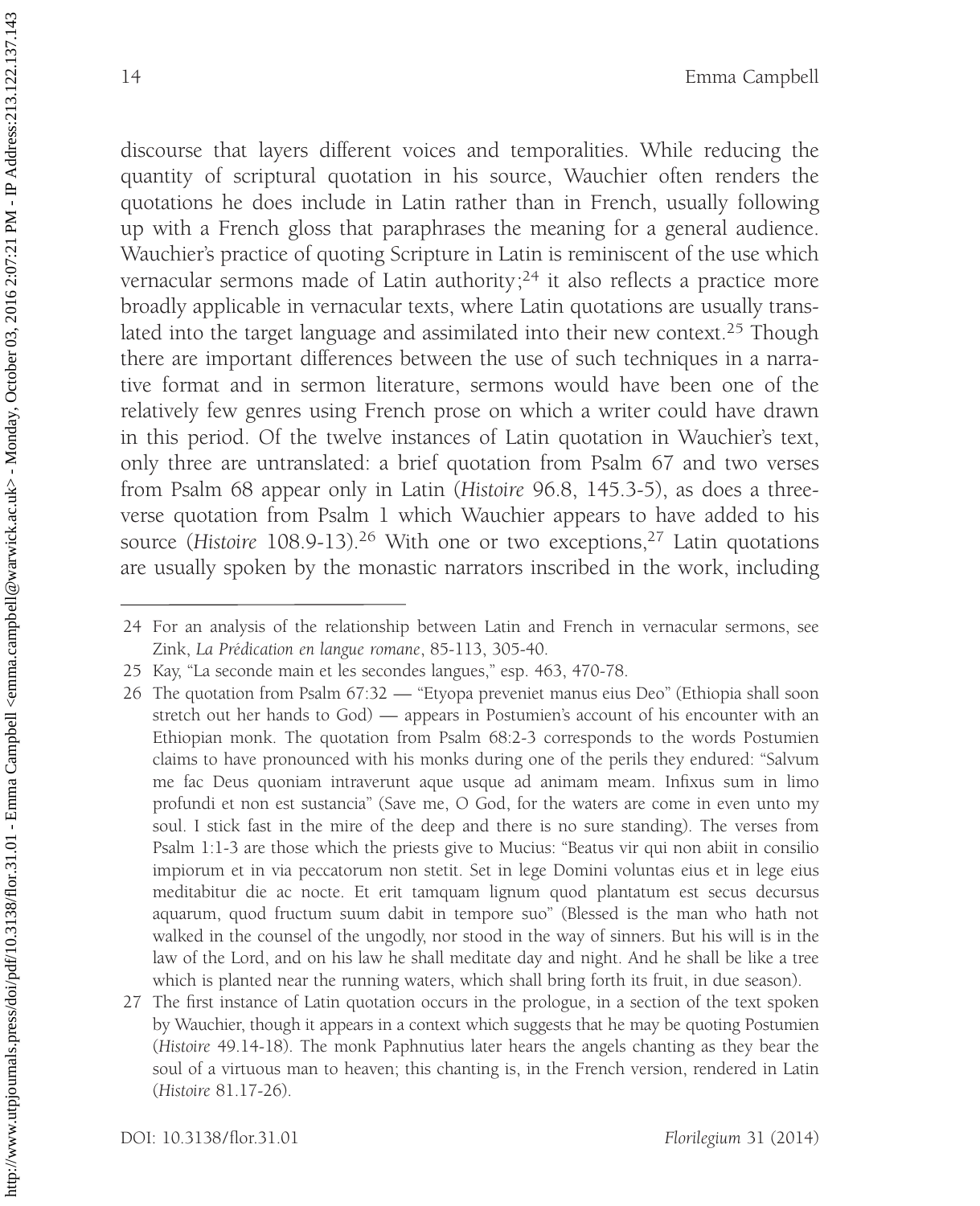discourse that layers different voices and temporalities. While reducing the quantity of scriptural quotation in his source, Wauchier often renders the quotations he does include in Latin rather than in French, usually following up with a French gloss that paraphrases the meaning for a general audience. Wauchier's practice of quoting Scripture in Latin is reminiscent of the use which vernacular sermons made of Latin authority;[24] it also reflects a practice more broadly applicable in vernacular texts, where Latin quotations are usually translated into the target language and assimilated into their new context.[25] Though there are important differences between the use of such techniques in a narrative format and in sermon literature, sermons would have been one of the relatively few genres using French prose on which a writer could have drawn in this period. Of the twelve instances of Latin quotation in Wauchier's text, only three are untranslated: a brief quotation from Psalm 67 and two verses from Psalm 68 appear only in Latin (*Histoire* 96.8, 145.3-5), as does a three-verse quotation from Psalm 1 which Wauchier appears to have added to his source (*Histoire* 108.9-13).[26] With one or two exceptions,[27] Latin quotations are usually spoken by the monastic narrators inscribed in the work, including

---

24 For an analysis of the relationship between Latin and French in vernacular sermons, see Zink, *La Prédication en langue romane*, 85-113, 305-40.

25 Kay, "La seconde main et les secondes langues," esp. 463, 470-78.

26 The quotation from Psalm 67:32 — "Etyopa preveniet manus eius Deo" (Ethiopia shall soon stretch out her hands to God) — appears in Postumien's account of his encounter with an Ethiopian monk. The quotation from Psalm 68:2-3 corresponds to the words Postumien claims to have pronounced with his monks during one of the perils they endured: "Salvum me fac Deus quoniam intraverunt aque usque ad animam meam. Infixus sum in limo profundi et non est sustancia" (Save me, O God, for the waters are come in even unto my soul. I stick fast in the mire of the deep and there is no sure standing). The verses from Psalm 1:1-3 are those which the priests give to Mucius: "Beatus vir qui non abiit in consilio impiorum et in via peccatorum non stetit. Set in lege Domini voluntas eius et in lege eius meditabitur die ac nocte. Et erit tamquam lignum quod plantatum est secus decursus aquarum, quod fructum suum dabit in tempore suo" (Blessed is the man who hath not walked in the counsel of the ungodly, nor stood in the way of sinners. But his will is in the law of the Lord, and on his law he shall meditate day and night. And he shall be like a tree which is planted near the running waters, which shall bring forth its fruit, in due season).

27 The first instance of Latin quotation occurs in the prologue, in a section of the text spoken by Wauchier, though it appears in a context which suggests that he may be quoting Postumien (*Histoire* 49.14-18). The monk Paphnutius later hears the angels chanting as they bear the soul of a virtuous man to heaven; this chanting is, in the French version, rendered in Latin (*Histoire* 81.17-26).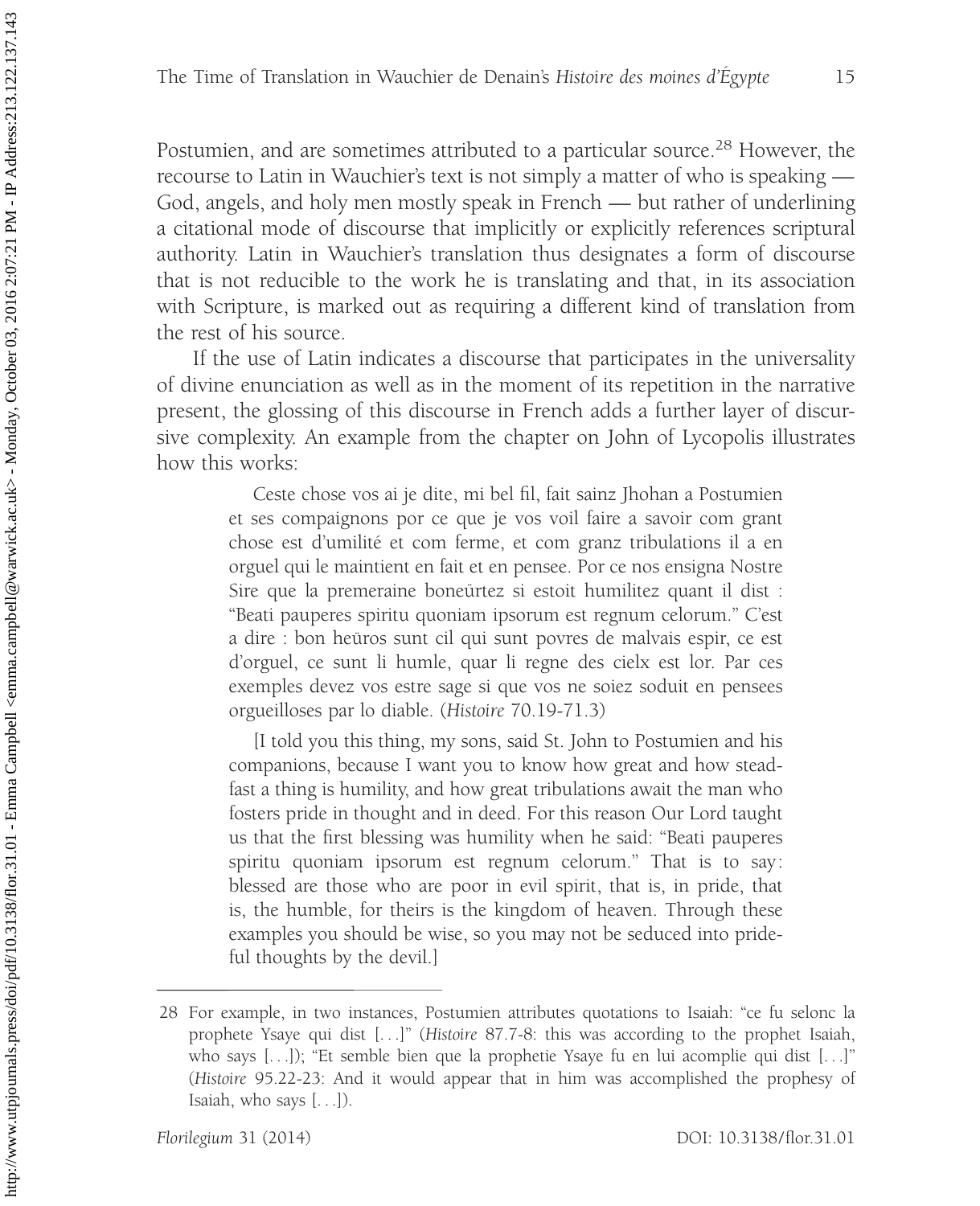Postumien, and are sometimes attributed to a particular source.[28] However, the recourse to Latin in Wauchier's text is not simply a matter of who is speaking — God, angels, and holy men mostly speak in French — but rather of underlining a citational mode of discourse that implicitly or explicitly references scriptural authority. Latin in Wauchier's translation thus designates a form of discourse that is not reducible to the work he is translating and that, in its association with Scripture, is marked out as requiring a different kind of translation from the rest of his source.

If the use of Latin indicates a discourse that participates in the universality of divine enunciation as well as in the moment of its repetition in the narrative present, the glossing of this discourse in French adds a further layer of discursive complexity. An example from the chapter on John of Lycopolis illustrates how this works:

> Ceste chose vos ai je dite, mi bel fil, fait sainz Jhohan a Postumien et ses compaignons por ce que je vos voil faire a savoir com grant chose est d'umilité et com ferme, et com granz tribulations il a en orguel qui le maintient en fait et en pensee. Por ce nos ensigna Nostre Sire que la premeraine boneürtez si estoit humilitez quant il dist : "Beati pauperes spiritu quoniam ipsorum est regnum celorum." C'est a dire : bon heüros sunt cil qui sunt povres de malvais espir, ce est d'orguel, ce sunt li humle, quar li regne des cielx est lor. Par ces exemples devez vos estre sage si que vos ne soiez soduit en pensees orgueilloses par lo diable. (*Histoire* 70.19-71.3)
>
> [I told you this thing, my sons, said St. John to Postumien and his companions, because I want you to know how great and how steadfast a thing is humility, and how great tribulations await the man who fosters pride in thought and in deed. For this reason Our Lord taught us that the first blessing was humility when he said: "Beati pauperes spiritu quoniam ipsorum est regnum celorum." That is to say: blessed are those who are poor in evil spirit, that is, in pride, that is, the humble, for theirs is the kingdom of heaven. Through these examples you should be wise, so you may not be seduced into prideful thoughts by the devil.]

---

28 For example, in two instances, Postumien attributes quotations to Isaiah: "ce fu selonc la prophete Ysaye qui dist [. . .]" (*Histoire* 87.7-8: this was according to the prophet Isaiah, who says [. . .]); "Et semble bien que la prophetie Ysaye fu en lui acomplie qui dist [. . .]" (*Histoire* 95.22-23: And it would appear that in him was accomplished the prophesy of Isaiah, who says [. . .]).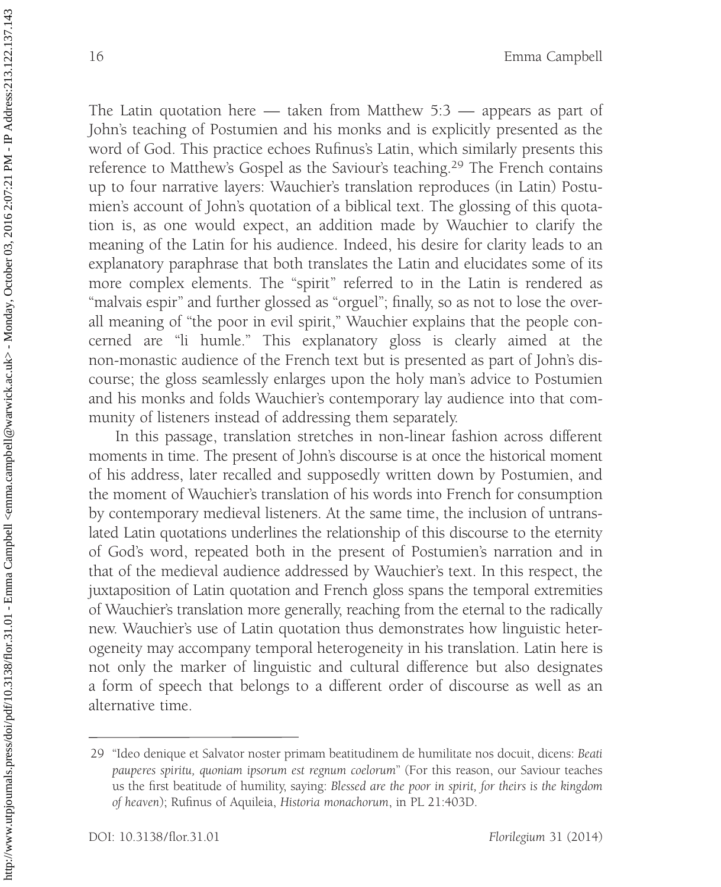The Latin quotation here — taken from Matthew 5:3 — appears as part of John's teaching of Postumien and his monks and is explicitly presented as the word of God. This practice echoes Rufinus's Latin, which similarly presents this reference to Matthew's Gospel as the Saviour's teaching.[29] The French contains up to four narrative layers: Wauchier's translation reproduces (in Latin) Postumien's account of John's quotation of a biblical text. The glossing of this quotation is, as one would expect, an addition made by Wauchier to clarify the meaning of the Latin for his audience. Indeed, his desire for clarity leads to an explanatory paraphrase that both translates the Latin and elucidates some of its more complex elements. The "spirit" referred to in the Latin is rendered as "malvais espir" and further glossed as "orguel"; finally, so as not to lose the overall meaning of "the poor in evil spirit," Wauchier explains that the people concerned are "li humle." This explanatory gloss is clearly aimed at the non-monastic audience of the French text but is presented as part of John's discourse; the gloss seamlessly enlarges upon the holy man's advice to Postumien and his monks and folds Wauchier's contemporary lay audience into that community of listeners instead of addressing them separately.

In this passage, translation stretches in non-linear fashion across different moments in time. The present of John's discourse is at once the historical moment of his address, later recalled and supposedly written down by Postumien, and the moment of Wauchier's translation of his words into French for consumption by contemporary medieval listeners. At the same time, the inclusion of untranslated Latin quotations underlines the relationship of this discourse to the eternity of God's word, repeated both in the present of Postumien's narration and in that of the medieval audience addressed by Wauchier's text. In this respect, the juxtaposition of Latin quotation and French gloss spans the temporal extremities of Wauchier's translation more generally, reaching from the eternal to the radically new. Wauchier's use of Latin quotation thus demonstrates how linguistic heterogeneity may accompany temporal heterogeneity in his translation. Latin here is not only the marker of linguistic and cultural difference but also designates a form of speech that belongs to a different order of discourse as well as an alternative time.

---

29 "Ideo denique et Salvator noster primam beatitudinem de humilitate nos docuit, dicens: *Beati pauperes spiritu, quoniam ipsorum est regnum coelorum*" (For this reason, our Saviour teaches us the first beatitude of humility, saying: *Blessed are the poor in spirit, for theirs is the kingdom of heaven*); Rufinus of Aquileia, *Historia monachorum*, in PL 21:403D.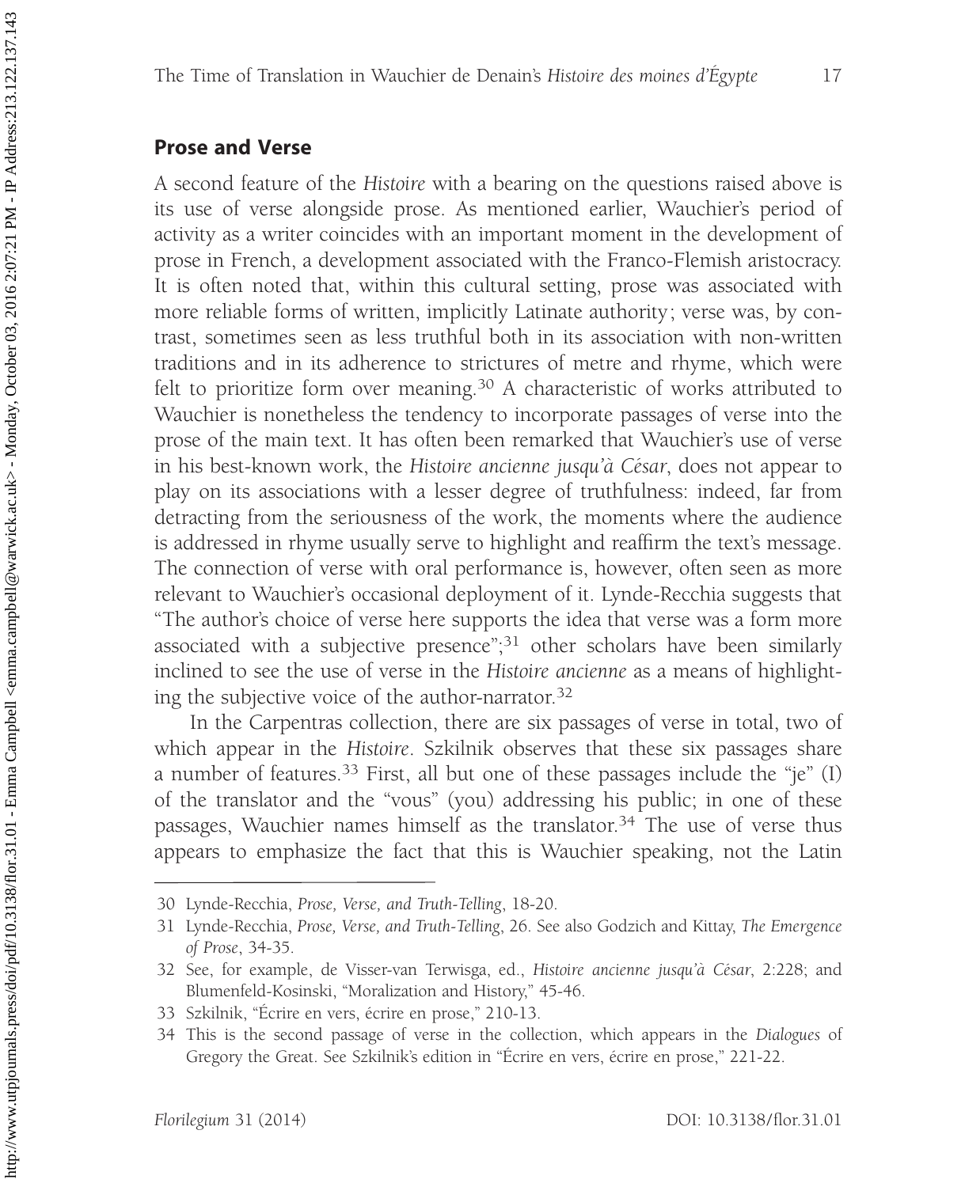## Prose and Verse

A second feature of the *Histoire* with a bearing on the questions raised above is its use of verse alongside prose. As mentioned earlier, Wauchier's period of activity as a writer coincides with an important moment in the development of prose in French, a development associated with the Franco-Flemish aristocracy. It is often noted that, within this cultural setting, prose was associated with more reliable forms of written, implicitly Latinate authority; verse was, by contrast, sometimes seen as less truthful both in its association with non-written traditions and in its adherence to strictures of metre and rhyme, which were felt to prioritize form over meaning.[30] A characteristic of works attributed to Wauchier is nonetheless the tendency to incorporate passages of verse into the prose of the main text. It has often been remarked that Wauchier's use of verse in his best-known work, the *Histoire ancienne jusqu'à César*, does not appear to play on its associations with a lesser degree of truthfulness: indeed, far from detracting from the seriousness of the work, the moments where the audience is addressed in rhyme usually serve to highlight and reaffirm the text's message. The connection of verse with oral performance is, however, often seen as more relevant to Wauchier's occasional deployment of it. Lynde-Recchia suggests that "The author's choice of verse here supports the idea that verse was a form more associated with a subjective presence";[31] other scholars have been similarly inclined to see the use of verse in the *Histoire ancienne* as a means of highlighting the subjective voice of the author-narrator.[32]

In the Carpentras collection, there are six passages of verse in total, two of which appear in the *Histoire*. Szkilnik observes that these six passages share a number of features.[33] First, all but one of these passages include the "je" (I) of the translator and the "vous" (you) addressing his public; in one of these passages, Wauchier names himself as the translator.[34] The use of verse thus appears to emphasize the fact that this is Wauchier speaking, not the Latin

30 Lynde-Recchia, *Prose, Verse, and Truth-Telling*, 18-20.

31 Lynde-Recchia, *Prose, Verse, and Truth-Telling*, 26. See also Godzich and Kittay, *The Emergence of Prose*, 34-35.

32 See, for example, de Visser-van Terwisga, ed., *Histoire ancienne jusqu'à César*, 2:228; and Blumenfeld-Kosinski, "Moralization and History," 45-46.

33 Szkilnik, "Écrire en vers, écrire en prose," 210-13.

34 This is the second passage of verse in the collection, which appears in the *Dialogues* of Gregory the Great. See Szkilnik's edition in "Écrire en vers, écrire en prose," 221-22.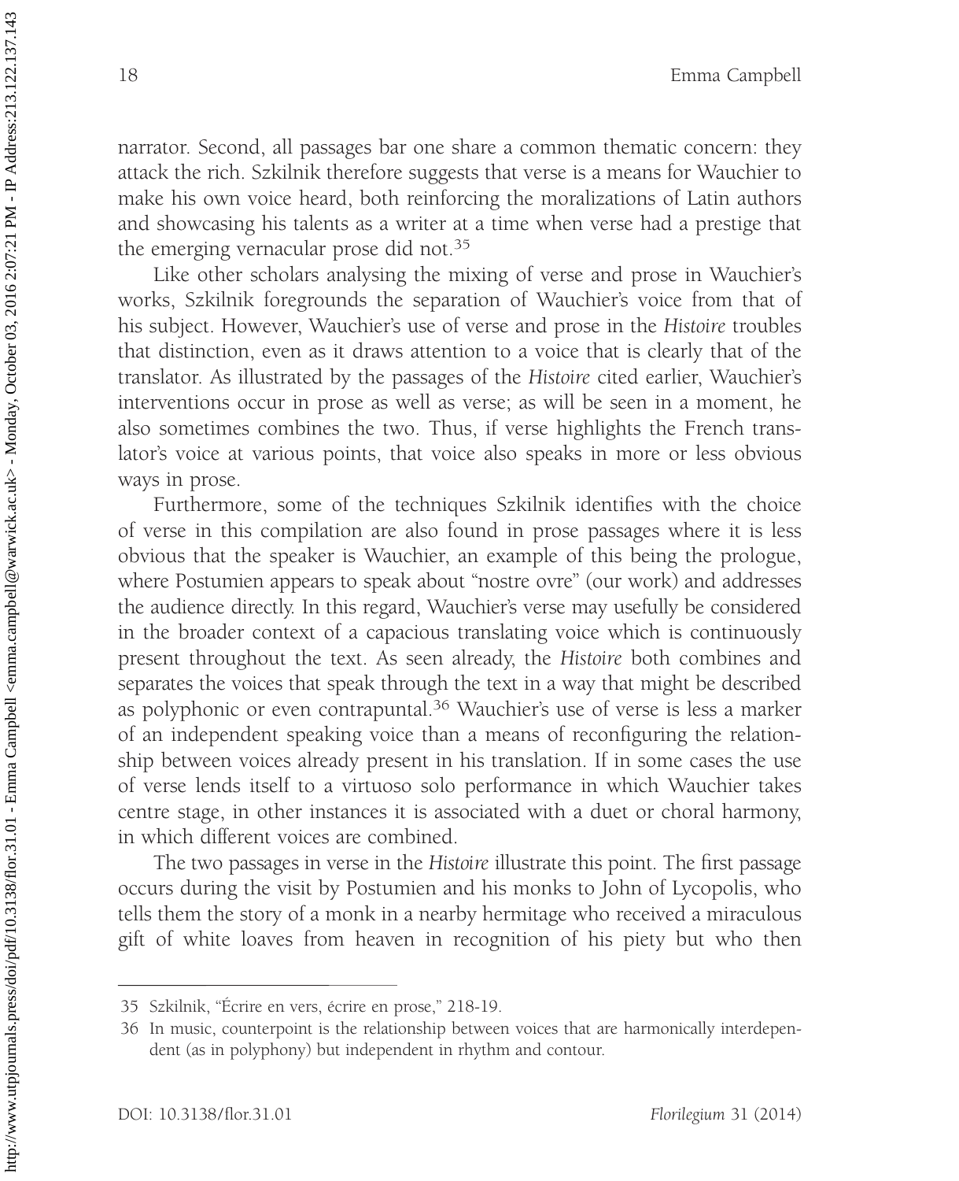narrator. Second, all passages bar one share a common thematic concern: they attack the rich. Szkilnik therefore suggests that verse is a means for Wauchier to make his own voice heard, both reinforcing the moralizations of Latin authors and showcasing his talents as a writer at a time when verse had a prestige that the emerging vernacular prose did not.[35]

Like other scholars analysing the mixing of verse and prose in Wauchier's works, Szkilnik foregrounds the separation of Wauchier's voice from that of his subject. However, Wauchier's use of verse and prose in the *Histoire* troubles that distinction, even as it draws attention to a voice that is clearly that of the translator. As illustrated by the passages of the *Histoire* cited earlier, Wauchier's interventions occur in prose as well as verse; as will be seen in a moment, he also sometimes combines the two. Thus, if verse highlights the French translator's voice at various points, that voice also speaks in more or less obvious ways in prose.

Furthermore, some of the techniques Szkilnik identifies with the choice of verse in this compilation are also found in prose passages where it is less obvious that the speaker is Wauchier, an example of this being the prologue, where Postumien appears to speak about "nostre ovre" (our work) and addresses the audience directly. In this regard, Wauchier's verse may usefully be considered in the broader context of a capacious translating voice which is continuously present throughout the text. As seen already, the *Histoire* both combines and separates the voices that speak through the text in a way that might be described as polyphonic or even contrapuntal.[36] Wauchier's use of verse is less a marker of an independent speaking voice than a means of reconfiguring the relationship between voices already present in his translation. If in some cases the use of verse lends itself to a virtuoso solo performance in which Wauchier takes centre stage, in other instances it is associated with a duet or choral harmony, in which different voices are combined.

The two passages in verse in the *Histoire* illustrate this point. The first passage occurs during the visit by Postumien and his monks to John of Lycopolis, who tells them the story of a monk in a nearby hermitage who received a miraculous gift of white loaves from heaven in recognition of his piety but who then

---

35 Szkilnik, "Écrire en vers, écrire en prose," 218-19.

36 In music, counterpoint is the relationship between voices that are harmonically interdependent (as in polyphony) but independent in rhythm and contour.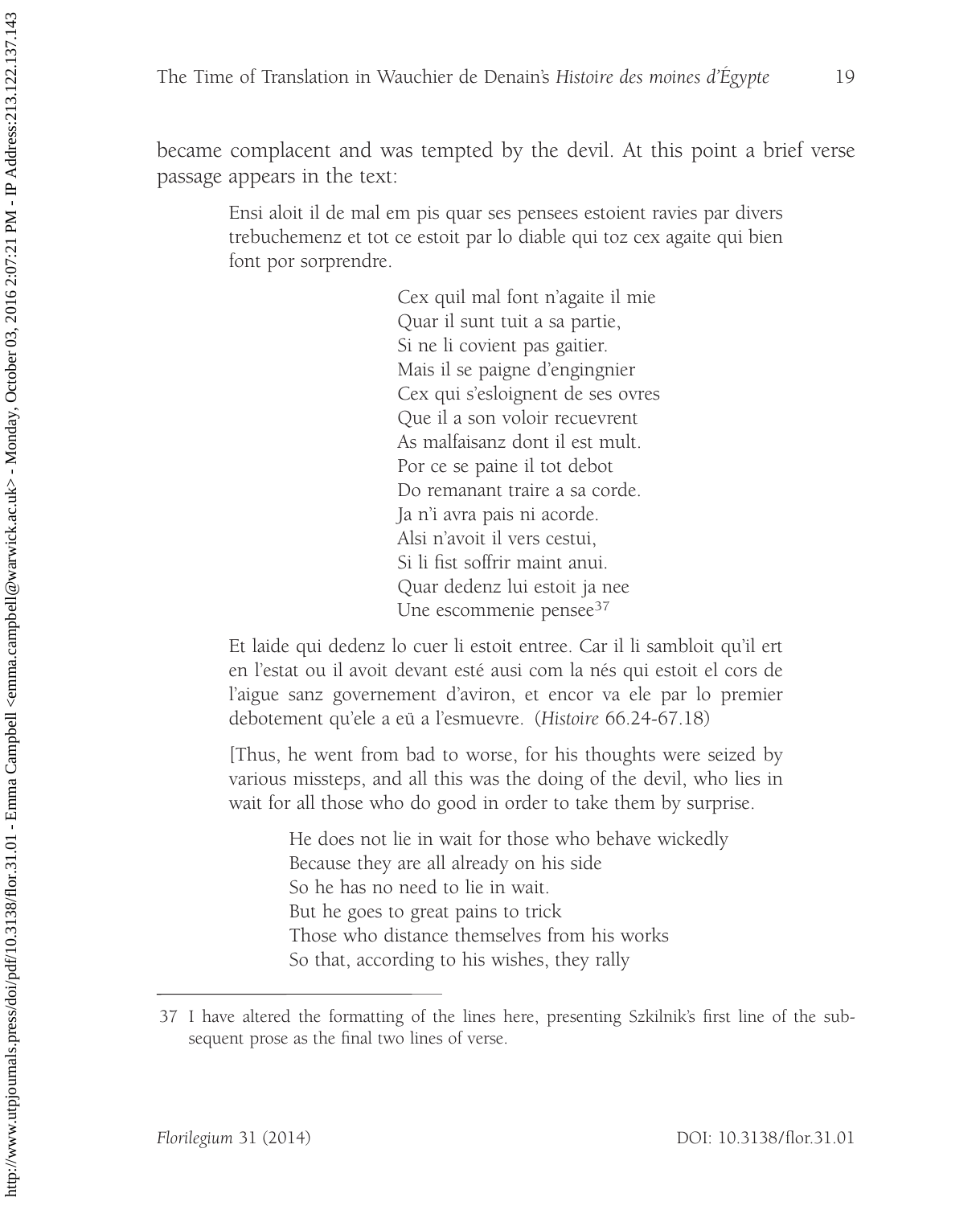became complacent and was tempted by the devil. At this point a brief verse passage appears in the text:

> Ensi aloit il de mal em pis quar ses pensees estoient ravies par divers trebuchemenz et tot ce estoit par lo diable qui toz cex agaite qui bien font por sorprendre.
>
> > Cex quil mal font n'agaite il mie  
> > Quar il sunt tuit a sa partie,  
> > Si ne li covient pas gaitier.  
> > Mais il se paigne d'engingnier  
> > Cex qui s'esloignent de ses ovres  
> > Que il a son voloir recuevrent  
> > As malfaisanz dont il est mult.  
> > Por ce se paine il tot debot  
> > Do remanant traire a sa corde.  
> > Ja n'i avra pais ni acorde.  
> > Alsi n'avoit il vers cestui,  
> > Si li fist soffrir maint anui.  
> > Quar dedenz lui estoit ja nee  
> > Une escommenie pensee[37]
>
> Et laide qui dedenz lo cuer li estoit entree. Car il li sambloit qu'il ert en l'estat ou il avoit devant esté ausi com la nés qui estoit el cors de l'aigue sanz governement d'aviron, et encor va ele par lo premier debotement qu'ele a eü a l'esmuevre. (*Histoire* 66.24-67.18)
>
> [Thus, he went from bad to worse, for his thoughts were seized by various missteps, and all this was the doing of the devil, who lies in wait for all those who do good in order to take them by surprise.
>
> > He does not lie in wait for those who behave wickedly  
> > Because they are all already on his side  
> > So he has no need to lie in wait.  
> > But he goes to great pains to trick  
> > Those who distance themselves from his works  
> > So that, according to his wishes, they rally

---

37 I have altered the formatting of the lines here, presenting Szkilnik's first line of the subsequent prose as the final two lines of verse.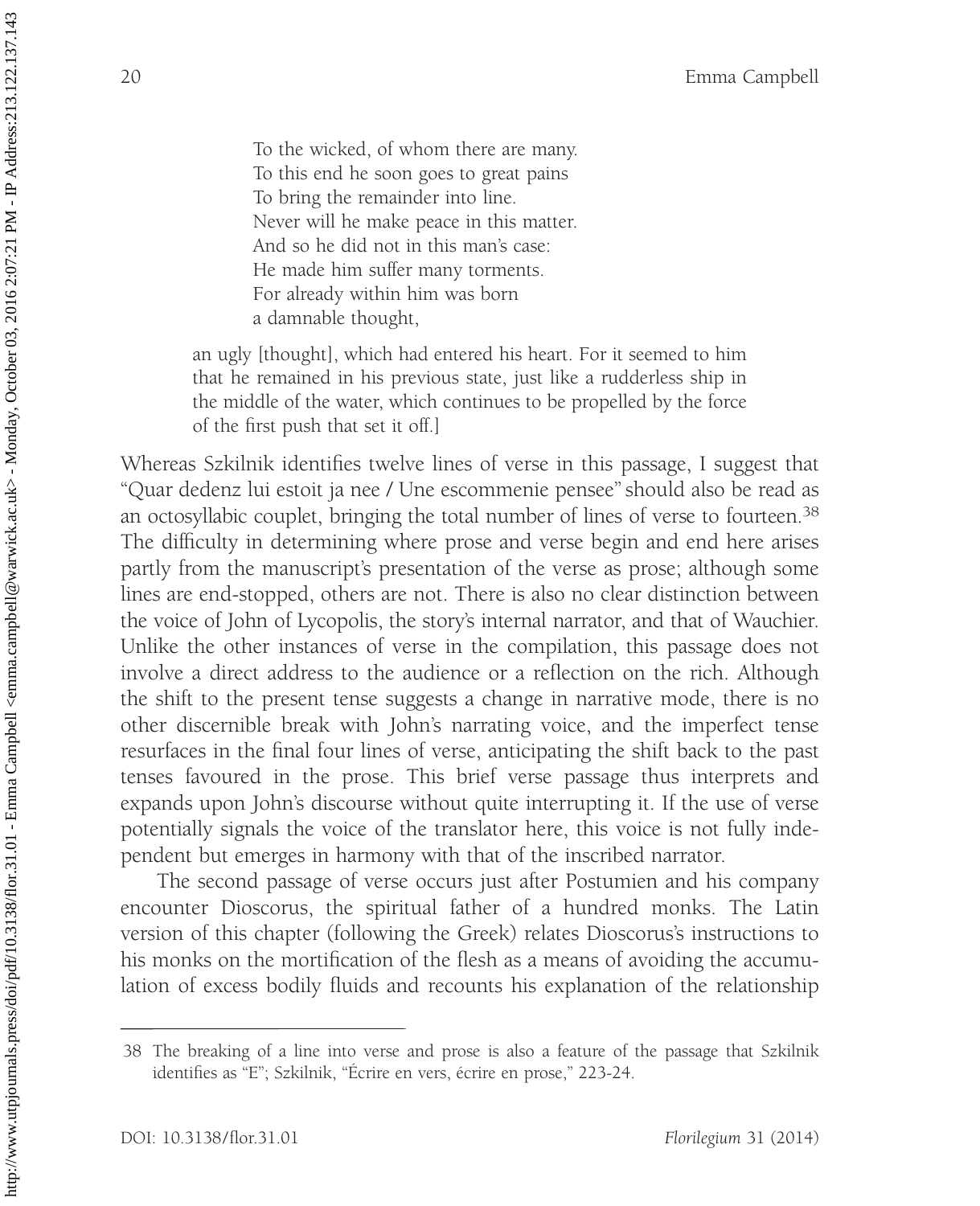> To the wicked, of whom there are many.
> To this end he soon goes to great pains
> To bring the remainder into line.
> Never will he make peace in this matter.
> And so he did not in this man's case:
> He made him suffer many torments.
> For already within him was born
> a damnable thought,

> an ugly [thought], which had entered his heart. For it seemed to him that he remained in his previous state, just like a rudderless ship in the middle of the water, which continues to be propelled by the force of the first push that set it off.]

Whereas Szkilnik identifies twelve lines of verse in this passage, I suggest that "Quar dedenz lui estoit ja nee / Une escommenie pensee" should also be read as an octosyllabic couplet, bringing the total number of lines of verse to fourteen.[38] The difficulty in determining where prose and verse begin and end here arises partly from the manuscript's presentation of the verse as prose; although some lines are end-stopped, others are not. There is also no clear distinction between the voice of John of Lycopolis, the story's internal narrator, and that of Wauchier. Unlike the other instances of verse in the compilation, this passage does not involve a direct address to the audience or a reflection on the rich. Although the shift to the present tense suggests a change in narrative mode, there is no other discernible break with John's narrating voice, and the imperfect tense resurfaces in the final four lines of verse, anticipating the shift back to the past tenses favoured in the prose. This brief verse passage thus interprets and expands upon John's discourse without quite interrupting it. If the use of verse potentially signals the voice of the translator here, this voice is not fully independent but emerges in harmony with that of the inscribed narrator.

The second passage of verse occurs just after Postumien and his company encounter Dioscorus, the spiritual father of a hundred monks. The Latin version of this chapter (following the Greek) relates Dioscorus's instructions to his monks on the mortification of the flesh as a means of avoiding the accumulation of excess bodily fluids and recounts his explanation of the relationship

---

38 The breaking of a line into verse and prose is also a feature of the passage that Szkilnik identifies as "E"; Szkilnik, "Écrire en vers, écrire en prose," 223-24.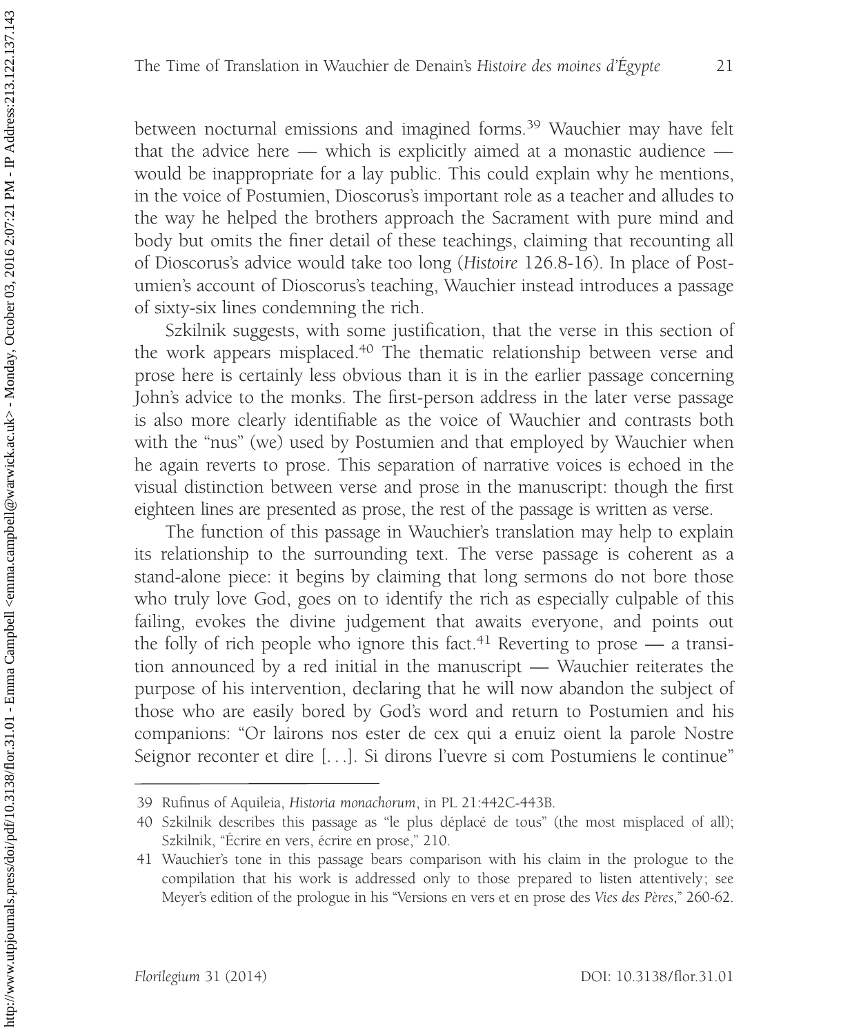between nocturnal emissions and imagined forms.[39] Wauchier may have felt that the advice here — which is explicitly aimed at a monastic audience — would be inappropriate for a lay public. This could explain why he mentions, in the voice of Postumien, Dioscorus's important role as a teacher and alludes to the way he helped the brothers approach the Sacrament with pure mind and body but omits the finer detail of these teachings, claiming that recounting all of Dioscorus's advice would take too long (*Histoire* 126.8-16). In place of Postumien's account of Dioscorus's teaching, Wauchier instead introduces a passage of sixty-six lines condemning the rich.

Szkilnik suggests, with some justification, that the verse in this section of the work appears misplaced.[40] The thematic relationship between verse and prose here is certainly less obvious than it is in the earlier passage concerning John's advice to the monks. The first-person address in the later verse passage is also more clearly identifiable as the voice of Wauchier and contrasts both with the "nus" (we) used by Postumien and that employed by Wauchier when he again reverts to prose. This separation of narrative voices is echoed in the visual distinction between verse and prose in the manuscript: though the first eighteen lines are presented as prose, the rest of the passage is written as verse.

The function of this passage in Wauchier's translation may help to explain its relationship to the surrounding text. The verse passage is coherent as a stand-alone piece: it begins by claiming that long sermons do not bore those who truly love God, goes on to identify the rich as especially culpable of this failing, evokes the divine judgement that awaits everyone, and points out the folly of rich people who ignore this fact.[41] Reverting to prose — a transition announced by a red initial in the manuscript — Wauchier reiterates the purpose of his intervention, declaring that he will now abandon the subject of those who are easily bored by God's word and return to Postumien and his companions: "Or lairons nos ester de cex qui a enuiz oient la parole Nostre Seignor reconter et dire [...]. Si dirons l'uevre si com Postumiens le continue"

---

39 Rufinus of Aquileia, *Historia monachorum*, in PL 21:442C-443B.

40 Szkilnik describes this passage as "le plus déplacé de tous" (the most misplaced of all); Szkilnik, "Écrire en vers, écrire en prose," 210.

41 Wauchier's tone in this passage bears comparison with his claim in the prologue to the compilation that his work is addressed only to those prepared to listen attentively; see Meyer's edition of the prologue in his "Versions en vers et en prose des *Vies des Pères*," 260-62.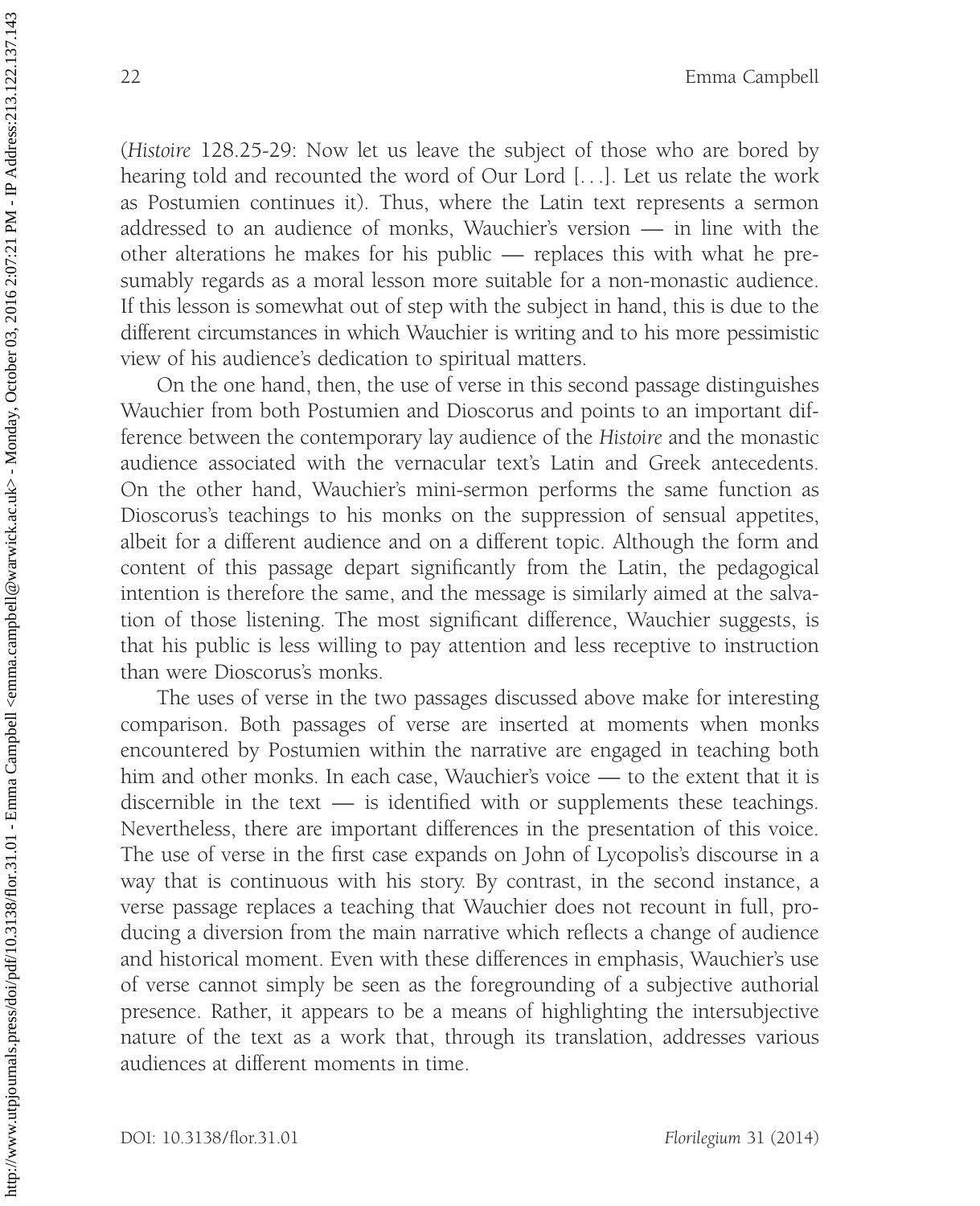(*Histoire* 128.25-29: Now let us leave the subject of those who are bored by hearing told and recounted the word of Our Lord [. . .]. Let us relate the work as Postumien continues it). Thus, where the Latin text represents a sermon addressed to an audience of monks, Wauchier's version — in line with the other alterations he makes for his public — replaces this with what he presumably regards as a moral lesson more suitable for a non-monastic audience. If this lesson is somewhat out of step with the subject in hand, this is due to the different circumstances in which Wauchier is writing and to his more pessimistic view of his audience's dedication to spiritual matters.

On the one hand, then, the use of verse in this second passage distinguishes Wauchier from both Postumien and Dioscorus and points to an important difference between the contemporary lay audience of the *Histoire* and the monastic audience associated with the vernacular text's Latin and Greek antecedents. On the other hand, Wauchier's mini-sermon performs the same function as Dioscorus's teachings to his monks on the suppression of sensual appetites, albeit for a different audience and on a different topic. Although the form and content of this passage depart significantly from the Latin, the pedagogical intention is therefore the same, and the message is similarly aimed at the salvation of those listening. The most significant difference, Wauchier suggests, is that his public is less willing to pay attention and less receptive to instruction than were Dioscorus's monks.

The uses of verse in the two passages discussed above make for interesting comparison. Both passages of verse are inserted at moments when monks encountered by Postumien within the narrative are engaged in teaching both him and other monks. In each case, Wauchier's voice — to the extent that it is discernible in the text — is identified with or supplements these teachings. Nevertheless, there are important differences in the presentation of this voice. The use of verse in the first case expands on John of Lycopolis's discourse in a way that is continuous with his story. By contrast, in the second instance, a verse passage replaces a teaching that Wauchier does not recount in full, producing a diversion from the main narrative which reflects a change of audience and historical moment. Even with these differences in emphasis, Wauchier's use of verse cannot simply be seen as the foregrounding of a subjective authorial presence. Rather, it appears to be a means of highlighting the intersubjective nature of the text as a work that, through its translation, addresses various audiences at different moments in time.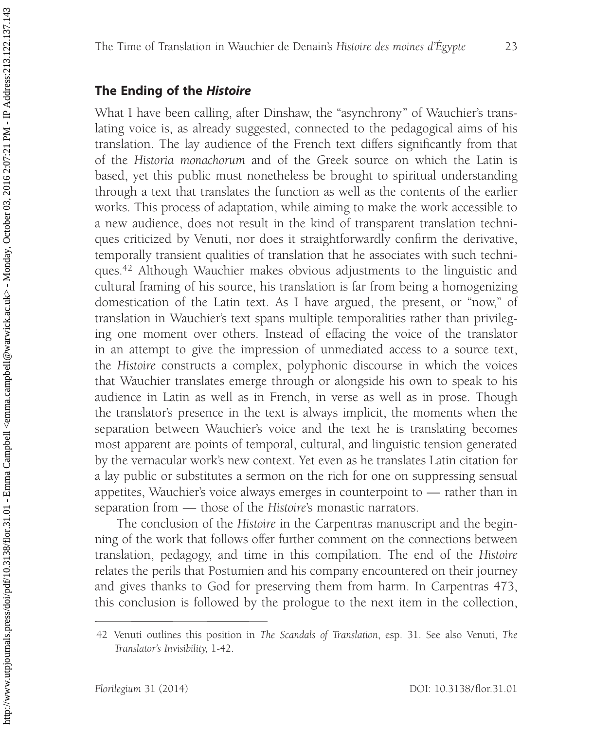## The Ending of the *Histoire*

What I have been calling, after Dinshaw, the "asynchrony" of Wauchier's translating voice is, as already suggested, connected to the pedagogical aims of his translation. The lay audience of the French text differs significantly from that of the *Historia monachorum* and of the Greek source on which the Latin is based, yet this public must nonetheless be brought to spiritual understanding through a text that translates the function as well as the contents of the earlier works. This process of adaptation, while aiming to make the work accessible to a new audience, does not result in the kind of transparent translation techniques criticized by Venuti, nor does it straightforwardly confirm the derivative, temporally transient qualities of translation that he associates with such techniques.[42] Although Wauchier makes obvious adjustments to the linguistic and cultural framing of his source, his translation is far from being a homogenizing domestication of the Latin text. As I have argued, the present, or "now," of translation in Wauchier's text spans multiple temporalities rather than privileging one moment over others. Instead of effacing the voice of the translator in an attempt to give the impression of unmediated access to a source text, the *Histoire* constructs a complex, polyphonic discourse in which the voices that Wauchier translates emerge through or alongside his own to speak to his audience in Latin as well as in French, in verse as well as in prose. Though the translator's presence in the text is always implicit, the moments when the separation between Wauchier's voice and the text he is translating becomes most apparent are points of temporal, cultural, and linguistic tension generated by the vernacular work's new context. Yet even as he translates Latin citation for a lay public or substitutes a sermon on the rich for one on suppressing sensual appetites, Wauchier's voice always emerges in counterpoint to — rather than in separation from — those of the *Histoire*'s monastic narrators.

The conclusion of the *Histoire* in the Carpentras manuscript and the beginning of the work that follows offer further comment on the connections between translation, pedagogy, and time in this compilation. The end of the *Histoire* relates the perils that Postumien and his company encountered on their journey and gives thanks to God for preserving them from harm. In Carpentras 473, this conclusion is followed by the prologue to the next item in the collection,

---

42 Venuti outlines this position in *The Scandals of Translation*, esp. 31. See also Venuti, *The Translator's Invisibility*, 1-42.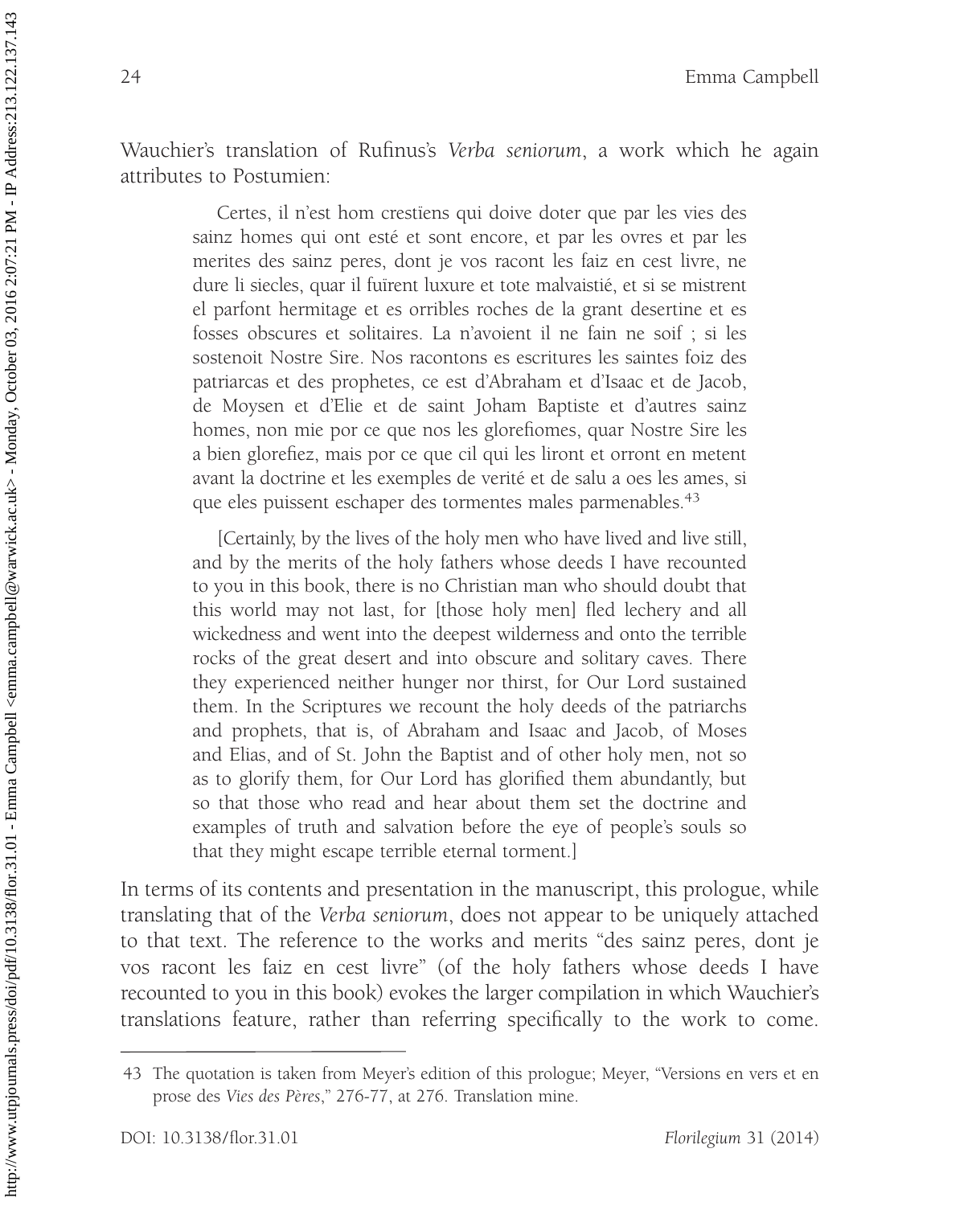Wauchier's translation of Rufinus's *Verba seniorum*, a work which he again attributes to Postumien:

> Certes, il n'est hom crestïens qui doive doter que par les vies des sainz homes qui ont esté et sont encore, et par les ovres et par les merites des sainz peres, dont je vos racont les faiz en cest livre, ne dure li siecles, quar il fuïrent luxure et tote malvaistié, et si se mistrent el parfont hermitage et es orribles roches de la grant desertine et es fosses obscures et solitaires. La n'avoient il ne fain ne soif ; si les sostenoit Nostre Sire. Nos racontons es escritures les saintes foiz des patriarcas et des prophetes, ce est d'Abraham et d'Isaac et de Jacob, de Moysen et d'Elie et de saint Joham Baptiste et d'autres sainz homes, non mie por ce que nos les glorefiomes, quar Nostre Sire les a bien glorefiez, mais por ce que cil qui les liront et orront en metent avant la doctrine et les exemples de verité et de salu a oes les ames, si que eles puissent eschaper des tormentes males parmenables.[43]
>
> [Certainly, by the lives of the holy men who have lived and live still, and by the merits of the holy fathers whose deeds I have recounted to you in this book, there is no Christian man who should doubt that this world may not last, for [those holy men] fled lechery and all wickedness and went into the deepest wilderness and onto the terrible rocks of the great desert and into obscure and solitary caves. There they experienced neither hunger nor thirst, for Our Lord sustained them. In the Scriptures we recount the holy deeds of the patriarchs and prophets, that is, of Abraham and Isaac and Jacob, of Moses and Elias, and of St. John the Baptist and of other holy men, not so as to glorify them, for Our Lord has glorified them abundantly, but so that those who read and hear about them set the doctrine and examples of truth and salvation before the eye of people's souls so that they might escape terrible eternal torment.]

In terms of its contents and presentation in the manuscript, this prologue, while translating that of the *Verba seniorum*, does not appear to be uniquely attached to that text. The reference to the works and merits "des sainz peres, dont je vos racont les faiz en cest livre" (of the holy fathers whose deeds I have recounted to you in this book) evokes the larger compilation in which Wauchier's translations feature, rather than referring specifically to the work to come.

---

43 The quotation is taken from Meyer's edition of this prologue; Meyer, "Versions en vers et en prose des *Vies des Pères*," 276-77, at 276. Translation mine.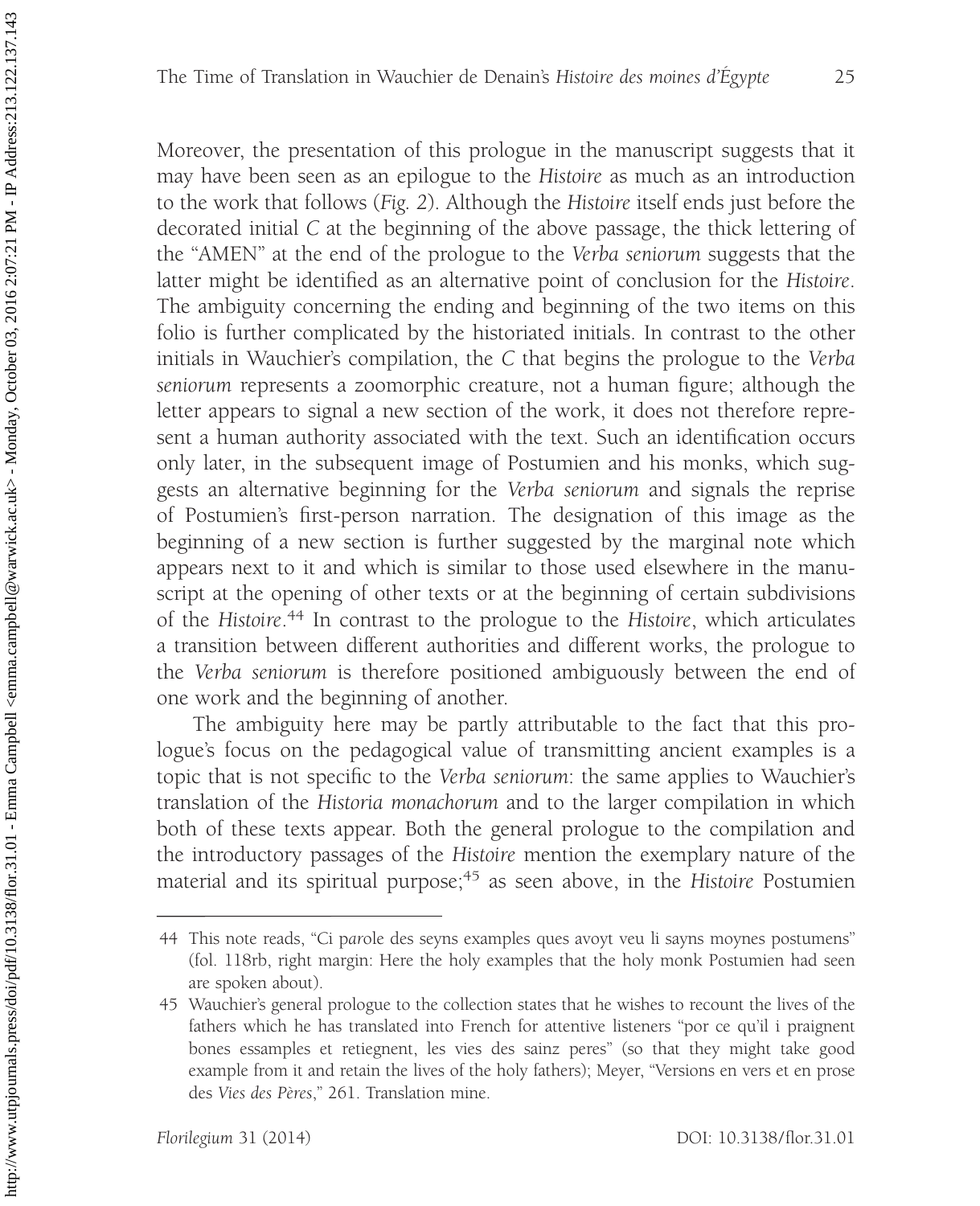Moreover, the presentation of this prologue in the manuscript suggests that it may have been seen as an epilogue to the *Histoire* as much as an introduction to the work that follows (*Fig. 2*). Although the *Histoire* itself ends just before the decorated initial *C* at the beginning of the above passage, the thick lettering of the "AMEN" at the end of the prologue to the *Verba seniorum* suggests that the latter might be identified as an alternative point of conclusion for the *Histoire*. The ambiguity concerning the ending and beginning of the two items on this folio is further complicated by the historiated initials. In contrast to the other initials in Wauchier's compilation, the *C* that begins the prologue to the *Verba seniorum* represents a zoomorphic creature, not a human figure; although the letter appears to signal a new section of the work, it does not therefore represent a human authority associated with the text. Such an identification occurs only later, in the subsequent image of Postumien and his monks, which suggests an alternative beginning for the *Verba seniorum* and signals the reprise of Postumien's first-person narration. The designation of this image as the beginning of a new section is further suggested by the marginal note which appears next to it and which is similar to those used elsewhere in the manuscript at the opening of other texts or at the beginning of certain subdivisions of the *Histoire*.[44] In contrast to the prologue to the *Histoire*, which articulates a transition between different authorities and different works, the prologue to the *Verba seniorum* is therefore positioned ambiguously between the end of one work and the beginning of another.

The ambiguity here may be partly attributable to the fact that this prologue's focus on the pedagogical value of transmitting ancient examples is a topic that is not specific to the *Verba seniorum*: the same applies to Wauchier's translation of the *Historia monachorum* and to the larger compilation in which both of these texts appear. Both the general prologue to the compilation and the introductory passages of the *Histoire* mention the exemplary nature of the material and its spiritual purpose;[45] as seen above, in the *Histoire* Postumien

---

44 This note reads, "Ci parole des seyns examples ques avoyt veu li sayns moynes postumens" (fol. 118rb, right margin: Here the holy examples that the holy monk Postumien had seen are spoken about).

45 Wauchier's general prologue to the collection states that he wishes to recount the lives of the fathers which he has translated into French for attentive listeners "por ce qu'il i praignent bones essamples et retiegnent, les vies des sainz peres" (so that they might take good example from it and retain the lives of the holy fathers); Meyer, "Versions en vers et en prose des *Vies des Pères*," 261. Translation mine.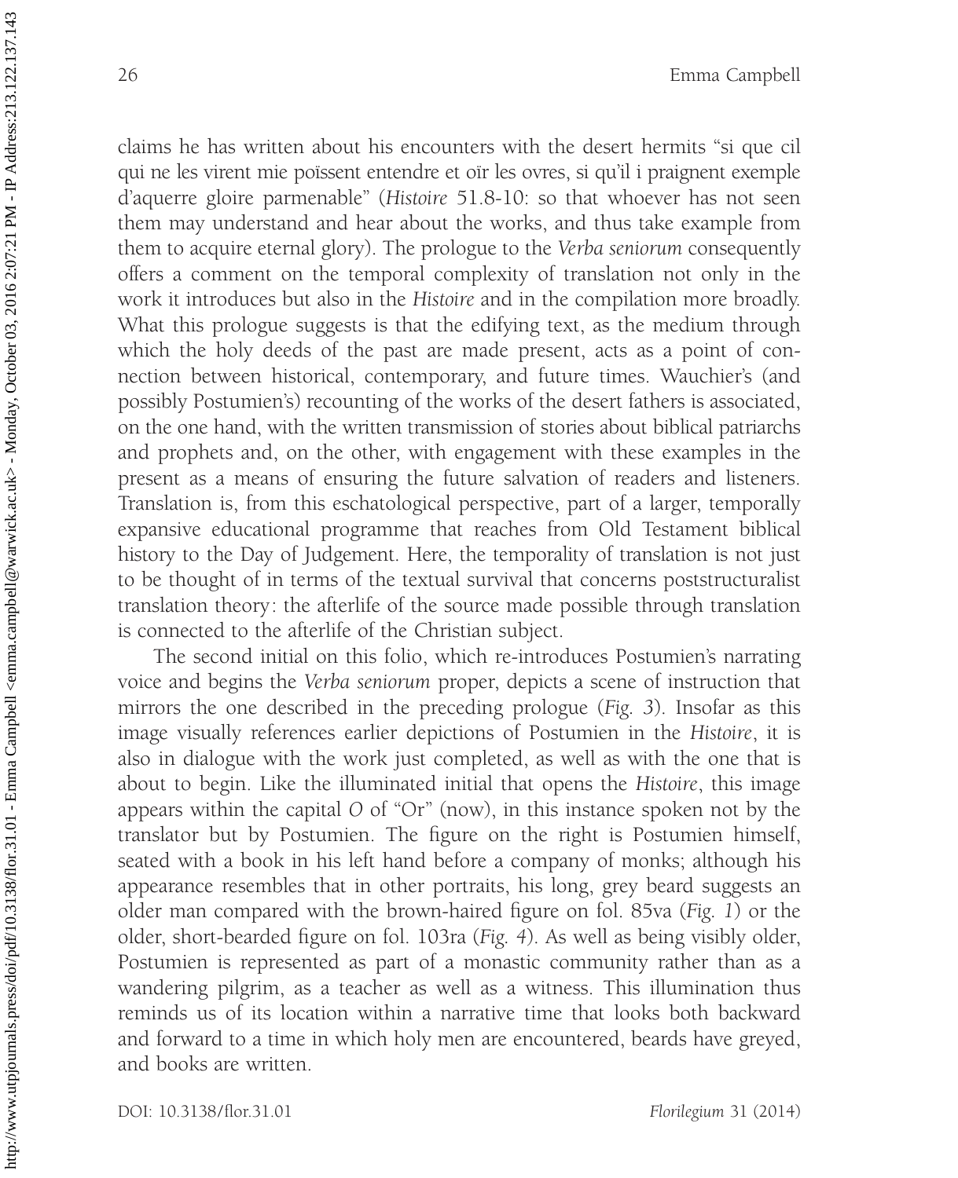claims he has written about his encounters with the desert hermits "si que cil qui ne les virent mie poïssent entendre et oïr les ovres, si qu'il i praignent exemple d'aquerre gloire parmenable" (*Histoire* 51.8-10: so that whoever has not seen them may understand and hear about the works, and thus take example from them to acquire eternal glory). The prologue to the *Verba seniorum* consequently offers a comment on the temporal complexity of translation not only in the work it introduces but also in the *Histoire* and in the compilation more broadly. What this prologue suggests is that the edifying text, as the medium through which the holy deeds of the past are made present, acts as a point of connection between historical, contemporary, and future times. Wauchier's (and possibly Postumien's) recounting of the works of the desert fathers is associated, on the one hand, with the written transmission of stories about biblical patriarchs and prophets and, on the other, with engagement with these examples in the present as a means of ensuring the future salvation of readers and listeners. Translation is, from this eschatological perspective, part of a larger, temporally expansive educational programme that reaches from Old Testament biblical history to the Day of Judgement. Here, the temporality of translation is not just to be thought of in terms of the textual survival that concerns poststructuralist translation theory: the afterlife of the source made possible through translation is connected to the afterlife of the Christian subject.

The second initial on this folio, which re-introduces Postumien's narrating voice and begins the *Verba seniorum* proper, depicts a scene of instruction that mirrors the one described in the preceding prologue (*Fig. 3*). Insofar as this image visually references earlier depictions of Postumien in the *Histoire*, it is also in dialogue with the work just completed, as well as with the one that is about to begin. Like the illuminated initial that opens the *Histoire*, this image appears within the capital *O* of "Or" (now), in this instance spoken not by the translator but by Postumien. The figure on the right is Postumien himself, seated with a book in his left hand before a company of monks; although his appearance resembles that in other portraits, his long, grey beard suggests an older man compared with the brown-haired figure on fol. 85va (*Fig. 1*) or the older, short-bearded figure on fol. 103ra (*Fig. 4*). As well as being visibly older, Postumien is represented as part of a monastic community rather than as a wandering pilgrim, as a teacher as well as a witness. This illumination thus reminds us of its location within a narrative time that looks both backward and forward to a time in which holy men are encountered, beards have greyed, and books are written.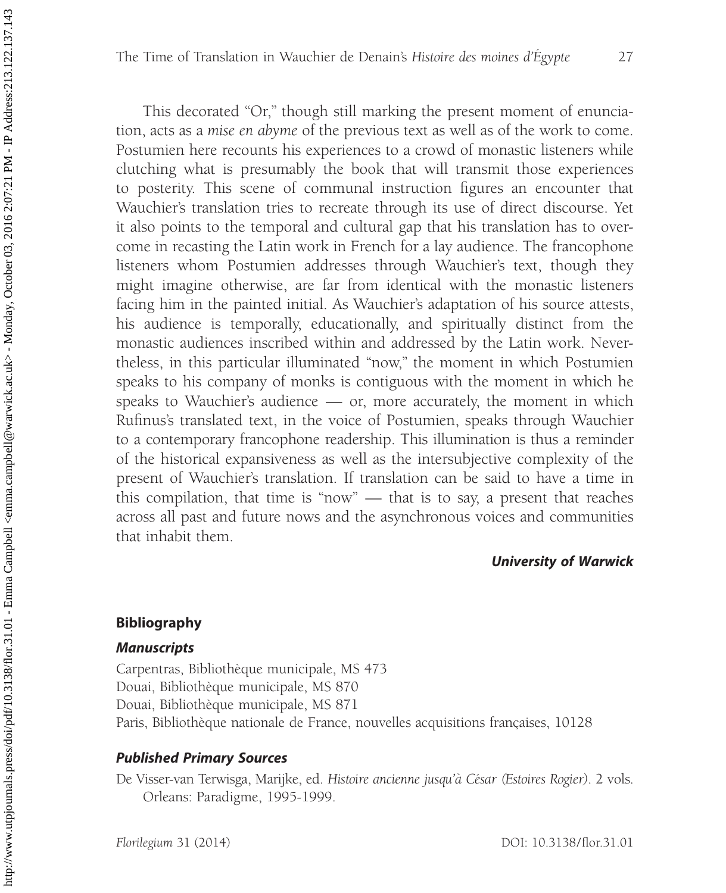This decorated "Or," though still marking the present moment of enunciation, acts as a *mise en abyme* of the previous text as well as of the work to come. Postumien here recounts his experiences to a crowd of monastic listeners while clutching what is presumably the book that will transmit those experiences to posterity. This scene of communal instruction figures an encounter that Wauchier's translation tries to recreate through its use of direct discourse. Yet it also points to the temporal and cultural gap that his translation has to overcome in recasting the Latin work in French for a lay audience. The francophone listeners whom Postumien addresses through Wauchier's text, though they might imagine otherwise, are far from identical with the monastic listeners facing him in the painted initial. As Wauchier's adaptation of his source attests, his audience is temporally, educationally, and spiritually distinct from the monastic audiences inscribed within and addressed by the Latin work. Nevertheless, in this particular illuminated "now," the moment in which Postumien speaks to his company of monks is contiguous with the moment in which he speaks to Wauchier's audience — or, more accurately, the moment in which Rufinus's translated text, in the voice of Postumien, speaks through Wauchier to a contemporary francophone readership. This illumination is thus a reminder of the historical expansiveness as well as the intersubjective complexity of the present of Wauchier's translation. If translation can be said to have a time in this compilation, that time is "now" — that is to say, a present that reaches across all past and future nows and the asynchronous voices and communities that inhabit them.

***University of Warwick***

## Bibliography

### *Manuscripts*

Carpentras, Bibliothèque municipale, MS 473

Douai, Bibliothèque municipale, MS 870

Douai, Bibliothèque municipale, MS 871

Paris, Bibliothèque nationale de France, nouvelles acquisitions françaises, 10128

### *Published Primary Sources*

De Visser-van Terwisga, Marijke, ed. *Histoire ancienne jusqu'à César (Estoires Rogier)*. 2 vols. Orleans: Paradigme, 1995-1999.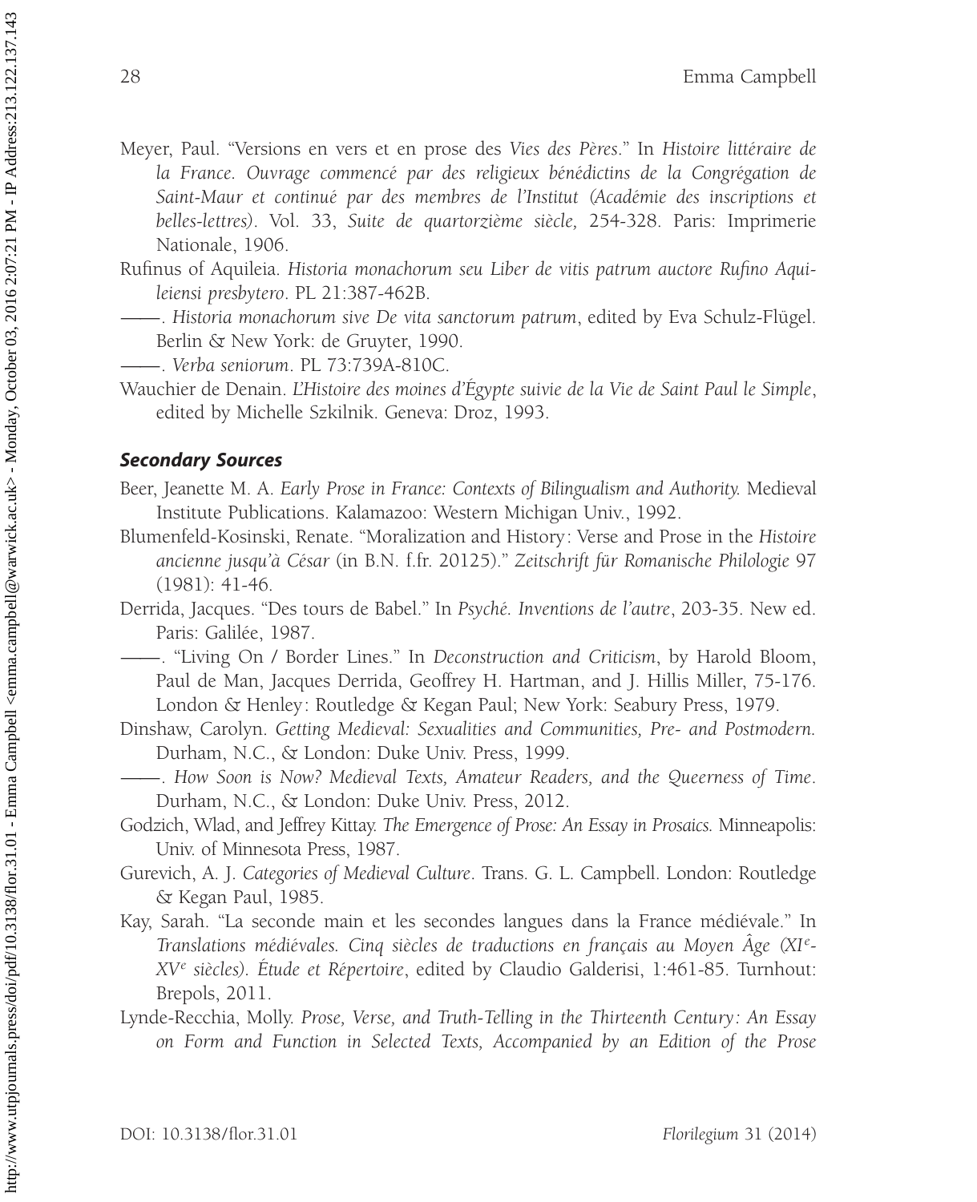Meyer, Paul. "Versions en vers et en prose des *Vies des Pères*." In *Histoire littéraire de la France. Ouvrage commencé par des religieux bénédictins de la Congrégation de Saint-Maur et continué par des membres de l'Institut (Académie des inscriptions et belles-lettres)*. Vol. 33, *Suite de quartorzième siècle,* 254-328. Paris: Imprimerie Nationale, 1906.

Rufinus of Aquileia. *Historia monachorum seu Liber de vitis patrum auctore Rufino Aquileiensi presbytero*. PL 21:387-462B.

——. *Historia monachorum sive De vita sanctorum patrum*, edited by Eva Schulz-Flügel. Berlin & New York: de Gruyter, 1990.

——. *Verba seniorum*. PL 73:739A-810C.

Wauchier de Denain. *L'Histoire des moines d'Égypte suivie de la Vie de Saint Paul le Simple*, edited by Michelle Szkilnik. Geneva: Droz, 1993.

### *Secondary Sources*

Beer, Jeanette M. A. *Early Prose in France: Contexts of Bilingualism and Authority.* Medieval Institute Publications. Kalamazoo: Western Michigan Univ., 1992.

Blumenfeld-Kosinski, Renate. "Moralization and History: Verse and Prose in the *Histoire ancienne jusqu'à César* (in B.N. f.fr. 20125)." *Zeitschrift für Romanische Philologie* 97 (1981): 41-46.

Derrida, Jacques. "Des tours de Babel." In *Psyché. Inventions de l'autre*, 203-35. New ed. Paris: Galilée, 1987.

——. "Living On / Border Lines." In *Deconstruction and Criticism*, by Harold Bloom, Paul de Man, Jacques Derrida, Geoffrey H. Hartman, and J. Hillis Miller, 75-176. London & Henley: Routledge & Kegan Paul; New York: Seabury Press, 1979.

Dinshaw, Carolyn. *Getting Medieval: Sexualities and Communities, Pre- and Postmodern.* Durham, N.C., & London: Duke Univ. Press, 1999.

——. *How Soon is Now? Medieval Texts, Amateur Readers, and the Queerness of Time*. Durham, N.C., & London: Duke Univ. Press, 2012.

Godzich, Wlad, and Jeffrey Kittay. *The Emergence of Prose: An Essay in Prosaics.* Minneapolis: Univ. of Minnesota Press, 1987.

Gurevich, A. J. *Categories of Medieval Culture*. Trans. G. L. Campbell. London: Routledge & Kegan Paul, 1985.

Kay, Sarah. "La seconde main et les secondes langues dans la France médiévale." In *Translations médiévales. Cinq siècles de traductions en français au Moyen Âge (XI^e^-XV^e^ siècles). Étude et Répertoire*, edited by Claudio Galderisi, 1:461-85. Turnhout: Brepols, 2011.

Lynde-Recchia, Molly. *Prose, Verse, and Truth-Telling in the Thirteenth Century: An Essay on Form and Function in Selected Texts, Accompanied by an Edition of the Prose*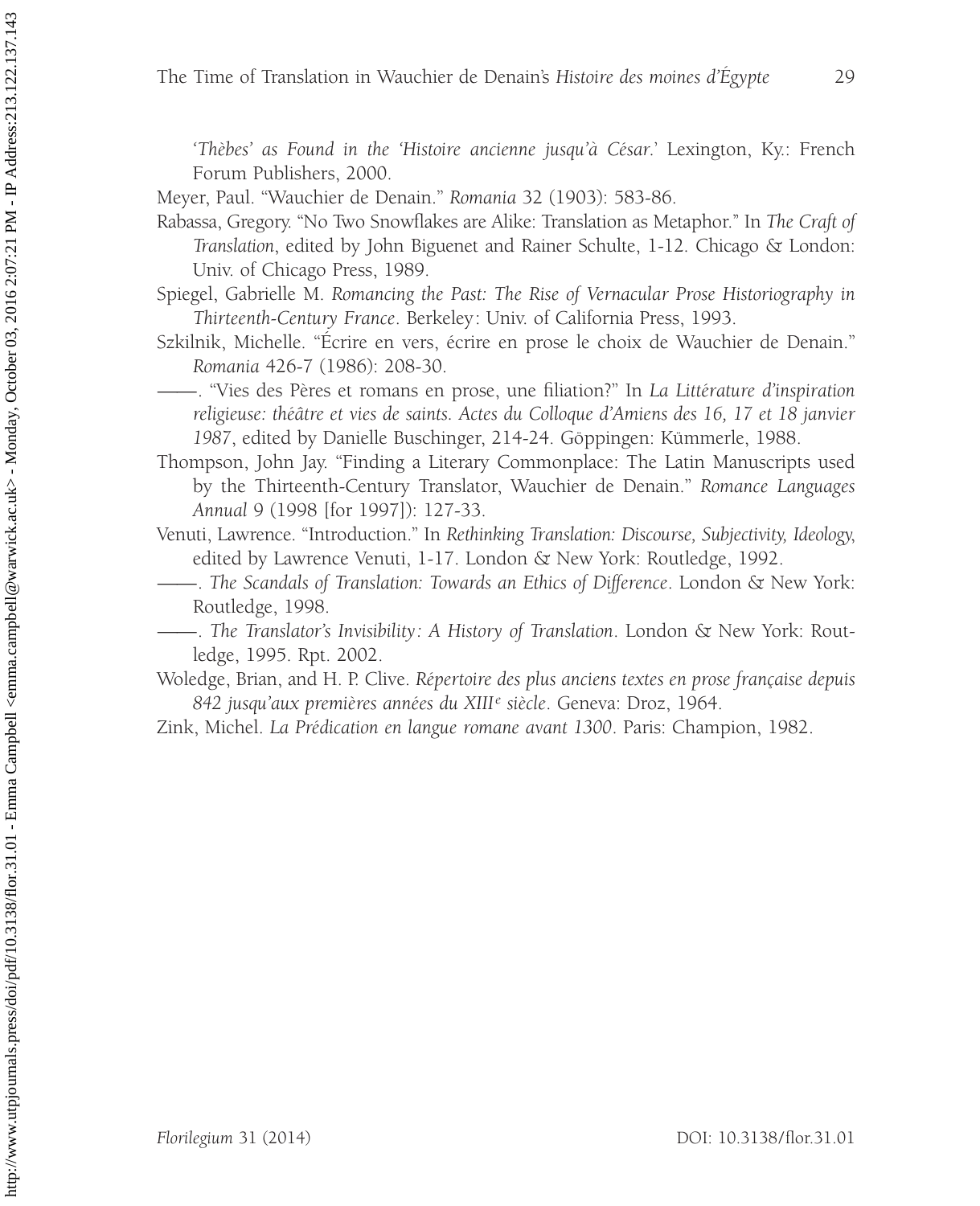*'Thèbes' as Found in the 'Histoire ancienne jusqu'à César.'* Lexington, Ky.: French Forum Publishers, 2000.

Meyer, Paul. "Wauchier de Denain." *Romania* 32 (1903): 583-86.

Rabassa, Gregory. "No Two Snowflakes are Alike: Translation as Metaphor." In *The Craft of Translation*, edited by John Biguenet and Rainer Schulte, 1-12. Chicago & London: Univ. of Chicago Press, 1989.

Spiegel, Gabrielle M. *Romancing the Past: The Rise of Vernacular Prose Historiography in Thirteenth-Century France*. Berkeley: Univ. of California Press, 1993.

Szkilnik, Michelle. "Écrire en vers, écrire en prose le choix de Wauchier de Denain." *Romania* 426-7 (1986): 208-30.

——. "Vies des Pères et romans en prose, une filiation?" In *La Littérature d'inspiration religieuse: théâtre et vies de saints. Actes du Colloque d'Amiens des 16, 17 et 18 janvier 1987*, edited by Danielle Buschinger, 214-24. Göppingen: Kümmerle, 1988.

Thompson, John Jay. "Finding a Literary Commonplace: The Latin Manuscripts used by the Thirteenth-Century Translator, Wauchier de Denain." *Romance Languages Annual* 9 (1998 [for 1997]): 127-33.

Venuti, Lawrence. "Introduction." In *Rethinking Translation: Discourse, Subjectivity, Ideology*, edited by Lawrence Venuti, 1-17. London & New York: Routledge, 1992.

——. *The Scandals of Translation: Towards an Ethics of Difference*. London & New York: Routledge, 1998.

——. *The Translator's Invisibility: A History of Translation*. London & New York: Routledge, 1995. Rpt. 2002.

Woledge, Brian, and H. P. Clive. *Répertoire des plus anciens textes en prose française depuis 842 jusqu'aux premières années du XIII$^{e}$ siècle*. Geneva: Droz, 1964.

Zink, Michel. *La Prédication en langue romane avant 1300*. Paris: Champion, 1982.